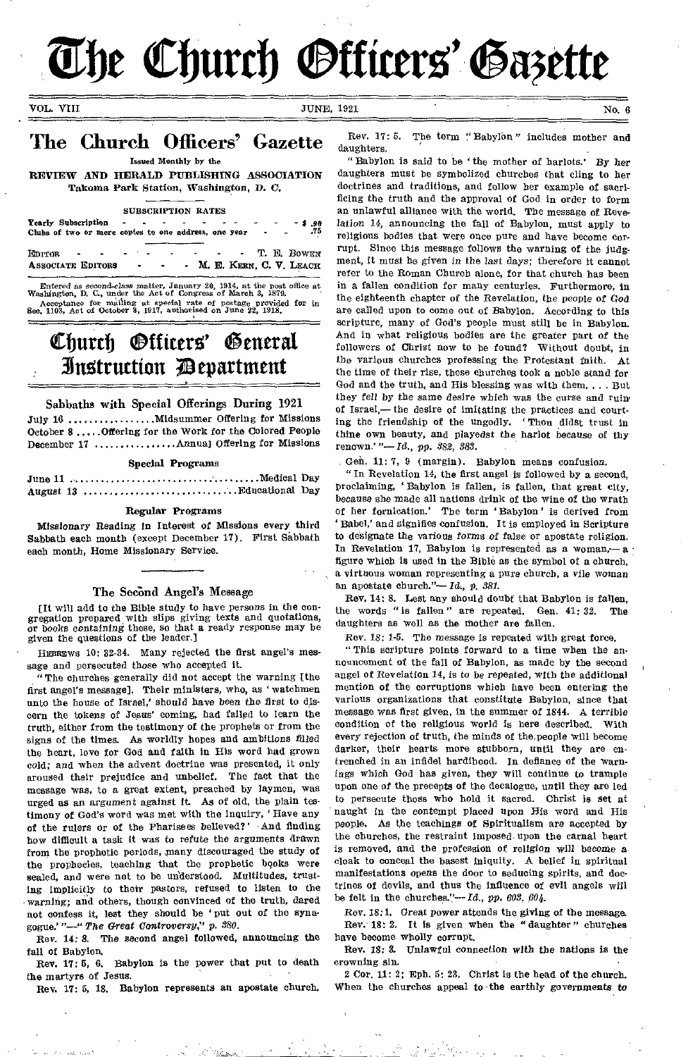# The Church Officers' Gazette

VOL. VIII JUNE, 1921 No. 6

## The Church Officers' Gazette

Issued Monthly by the

**REVIEW AND HERALD PUBLISHING ASSOCIATION**
Takoma Park Station, Washington, D. C.

SUBSCRIPTION RATES

Yearly Subscription - - - - - - - - - - $ .90
Clubs of two or more copies to one address, one year - - .75

EDITOR - - - - - - - - - T. E. BOWEN
ASSOCIATE EDITORS - - - M. E. KERN, C. V. LEACH

Entered as second-class matter, January 20, 1914, at the post office at Washington, D. C., under the Act of Congress of March 3, 1879.
Acceptance for mailing at special rate of postage provided for in Sec. 1103, Act of October 3, 1917, authorized on June 22, 1918.

# Church Officers' General Instruction Department

### Sabbaths with Special Offerings During 1921

July 16 ................Midsummer Offering for Missions
October 8 .....Offering for the Work for the Colored People
December 17 ................Annual Offering for Missions

### Special Programs

June 11 ....................................Medical Day
August 13 ..................................Educational Day

### Regular Programs

Missionary Reading in Interest of Missions every third Sabbath each month (except December 17). First Sabbath each month, Home Missionary Service.

## The Second Angel's Message

[It will add to the Bible study to have persons in the congregation prepared with slips giving texts and quotations, or books containing these, so that a ready response may be given the questions of the leader.]

HEBREWS 10: 32-34. Many rejected the first angel's message and persecuted those who accepted it.

"The churches generally did not accept the warning [the first angel's message]. Their ministers, who, as 'watchmen unto the house of Israel,' should have been the first to discern the tokens of Jesus' coming, had failed to learn the truth, either from the testimony of the prophets or from the signs of the times. As worldly hopes and ambitions filled the heart, love for God and faith in His word had grown cold; and when the advent doctrine was presented, it only aroused their prejudice and unbelief. The fact that the message was, to a great extent, preached by laymen, was urged as an argument against it. As of old, the plain testimony of God's word was met with the inquiry, 'Have any of the rulers or of the Pharisees believed?' And finding how difficult a task it was to refute the arguments drawn from the prophetic periods, many discouraged the study of the prophecies, teaching that the prophetic books were sealed, and were not to be understood. Multitudes, trusting implicitly to their pastors, refused to listen to the warning; and others, though convinced of the truth, dared not confess it, lest they should be 'put out of the synagogue.'"—"*The Great Controversy*," p. 380.

Rev. 14: 8. The second angel followed, announcing the fall of Babylon.

Rev. 17: 5, 6. Babylon is the power that put to death the martyrs of Jesus.

Rev. 17: 5, 18. Babylon represents an apostate church.

Rev. 17: 5. The term "Babylon" includes mother and daughters.

"Babylon is said to be 'the mother of harlots.' By her daughters must be symbolized churches that cling to her doctrines and traditions, and follow her example of sacrificing the truth and the approval of God in order to form an unlawful alliance with the world. The message of Revelation 14, announcing the fall of Babylon, must apply to religious bodies that were once pure and have become corrupt. Since this message follows the warning of the judgment, it must be given *in the last days;* therefore it cannot refer to the Roman Church alone, for that church has been in a fallen condition for many centuries. Furthermore, in the eighteenth chapter of the Revelation, the people of God are called upon to come out of Babylon. According to this scripture, many of God's people must still be in Babylon. And in what religious bodies are the greater part of the followers of Christ now to be found? Without doubt, in the various churches professing the Protestant faith. At the time of their rise, these churches took a noble stand for God and the truth, and His blessing was with them. . . . But they fell by the same desire which was the curse and ruin of Israel,— the desire of imitating the practices and courting the friendship of the ungodly. 'Thou didst trust in thine own beauty, and playedst the harlot because of thy renown.'"—*Id.*, pp. 382, 383.

Gen. 11: 7, 9 (margin). Babylon means confusion.

"In Revelation 14, the first angel is followed by a second, proclaiming, 'Babylon is fallen, is fallen, that great city, because she made all nations drink of the wine of the wrath of her fornication.' The term 'Babylon' is derived from 'Babel,' and signifies confusion. It is employed in Scripture to designate the various forms of false or apostate religion. In Revelation 17, Babylon is represented as a woman,— a figure which is used in the Bible as the symbol of a church, a virtuous woman representing a pure church, a vile woman an apostate church."—*Id.*, p. 381.

Rev. 14: 8. Lest any should doubt that Babylon is fallen, the words "is fallen" are repeated. Gen. 41: 32. The daughters as well as the mother are fallen.

Rev. 18: 1-5. The message is repeated with great force.

"This scripture points forward to a time when the announcement of the fall of Babylon, as made by the second angel of Revelation 14, is to be repeated, with the additional mention of the corruptions which have been entering the various organizations that constitute Babylon, since that message was first given, in the summer of 1844. A terrible condition of the religious world is here described. With every rejection of truth, the minds of the people will become darker, their hearts more stubborn, until they are entrenched in an infidel hardihood. In defiance of the warnings which God has given, they will continue to trample upon one of the precepts of the decalogue, until they are led to persecute those who hold it sacred. Christ is set at naught in the contempt placed upon His word and His people. As the teachings of Spiritualism are accepted by the churches, the restraint imposed upon the carnal heart is removed, and the profession of religion will become a cloak to conceal the basest iniquity. A belief in spiritual manifestations opens the door to seducing spirits, and doctrines of devils, and thus the influence of evil angels will be felt in the churches."—*Id.*, pp. 603, 604.

Rev. 18: 1. Great power attends the giving of the message.

Rev. 18: 2. It is given when the "daughter" churches have become wholly corrupt.

Rev. 18: 3. Unlawful connection with the nations is the crowning sin.

2 Cor. 11: 2; Eph. 5: 23. Christ is the head of the church. When the churches appeal to the earthly governments to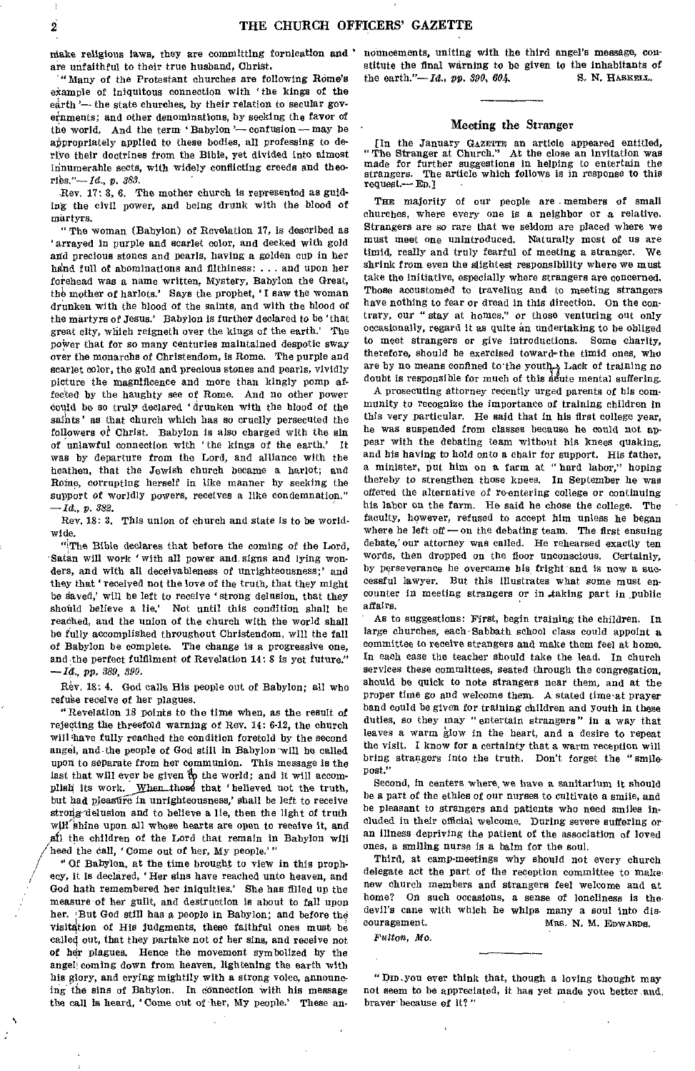make religious laws, they are committing fornication and are unfaithful to their true husband, Christ.

"Many of the Protestant churches are following Rome's example of iniquitous connection with 'the kings of the earth'— the state churches, by their relation to secular governments; and other denominations, by seeking the favor of the world. And the term 'Babylon'— confusion — may be appropriately applied to these bodies, all professing to derive their doctrines from the Bible, yet divided into almost innumerable sects, with widely conflicting creeds and theories."— *Id., p. 383.*

Rev. 17: 3, 6. The mother church is represented as guiding the civil power, and being drunk with the blood of martyrs.

"The woman (Babylon) of Revelation 17, is described as 'arrayed in purple and scarlet color, and decked with gold and precious stones and pearls, having a golden cup in her hand full of abominations and filthiness: . . . and upon her forehead was a name written, Mystery, Babylon the Great, the mother of harlots.' Says the prophet, 'I saw the woman drunken with the blood of the saints, and with the blood of the martyrs of Jesus.' Babylon is further declared to be 'that great city, which reigneth over the kings of the earth.' The power that for so many centuries maintained despotic sway over the monarchs of Christendom, is Rome. The purple and scarlet color, the gold and precious stones and pearls, vividly picture the magnificence and more than kingly pomp affected by the haughty see of Rome. And no other power could be so truly declared 'drunken with the blood of the saints' as that church which has so cruelly persecuted the followers of Christ. Babylon is also charged with the sin of unlawful connection with 'the kings of the earth.' It was by departure from the Lord, and alliance with the heathen, that the Jewish church became a harlot; and Rome, corrupting herself in like manner by seeking the support of worldly powers, receives a like condemnation." — *Id., p. 382.*

Rev. 18: 3. This union of church and state is to be worldwide.

"The Bible declares that before the coming of the Lord, Satan will work 'with all power and signs and lying wonders, and with all deceivableness of unrighteousness;' and they that 'received not the love of the truth, that they might be saved,' will be left to receive 'strong delusion, that they should believe a lie.' Not until this condition shall be reached, and the union of the church with the world shall be fully accomplished throughout Christendom, will the fall of Babylon be complete. The change is a progressive one, and the perfect fulfilment of Revelation 14: 8 is yet future." — *Id., pp. 389, 390.*

Rev. 18: 4. God calls His people out of Babylon; all who refuse receive of her plagues.

"Revelation 18 points to the time when, as the result of rejecting the threefold warning of Rev. 14: 6-12, the church will have fully reached the condition foretold by the second angel, and the people of God still in Babylon will be called upon to separate from her communion. This message is the last that will ever be given to the world; and it will accomplish its work. When those that 'believed not the truth, but had pleasure in unrighteousness,' shall be left to receive strong delusion and to believe a lie, then the light of truth will shine upon all whose hearts are open to receive it, and all the children of the Lord that remain in Babylon will heed the call, 'Come out of her, My people.'"

"Of Babylon, at the time brought to view in this prophecy, it is declared, 'Her sins have reached unto heaven, and God hath remembered her iniquities.' She has filled up the measure of her guilt, and destruction is about to fall upon her. But God still has a people in Babylon; and before the visitation of His judgments, these faithful ones must be called out, that they partake not of her sins, and receive not of her plagues. Hence the movement symbolized by the angel coming down from heaven, lightening the earth with his glory, and crying mightily with a strong voice, announcing the sins of Babylon. In connection with his message the call is heard, 'Come out of her, My people.' These announcements, uniting with the third angel's message, constitute the final warning to be given to the inhabitants of the earth."— *Id., pp. 390, 604.* S. N. HASKELL.

## Meeting the Stranger

[In the January GAZETTE an article appeared entitled, "The Stranger at Church." At the close an invitation was made for further suggestions in helping to entertain the strangers. The article which follows is in response to this request.— ED.]

THE majority of our people are members of small churches, where every one is a neighbor or a relative. Strangers are so rare that we seldom are placed where we must meet one unintroduced. Naturally most of us are timid, really and truly fearful of meeting a stranger. We shrink from even the slightest responsibility where we must take the initiative, especially where strangers are concerned. Those accustomed to traveling and to meeting strangers have nothing to fear or dread in this direction. On the contrary, our "stay at homes," or those venturing out only occasionally, regard it as quite an undertaking to be obliged to meet strangers or give introductions. Some charity, therefore, should be exercised toward the timid ones, who are by no means confined to the youth. Lack of training no doubt is responsible for much of this acute mental suffering.

A prosecuting attorney recently urged parents of his community to recognize the importance of training children in this very particular. He said that in his first college year, he was suspended from classes because he could not appear with the debating team without his knees quaking, and his having to hold onto a chair for support. His father, a minister, put him on a farm at "hard labor," hoping thereby to strengthen those knees. In September he was offered the alternative of re-entering college or continuing his labor on the farm. He said he chose the college. The faculty, however, refused to accept him unless he began where he left off — on the debating team. The first ensuing debate, our attorney was called. He rehearsed exactly ten words, then dropped on the floor unconscious. Certainly, by perseverance he overcame his fright and is now a successful lawyer. But this illustrates what some must encounter in meeting strangers or in taking part in public affairs.

As to suggestions: First, begin training the children. In large churches, each Sabbath school class could appoint a committee to receive strangers and make them feel at home. In each case the teacher should take the lead. In church services these committees, seated through the congregation, should be quick to note strangers near them, and at the proper time go and welcome them. A stated time at prayer band could be given for training children and youth in these duties, so they may "entertain strangers" in a way that leaves a warm glow in the heart, and a desire to repeat the visit. I know for a certainty that a warm reception will bring strangers into the truth. Don't forget the "smile-post."

Second, in centers where we have a sanitarium it should be a part of the ethics of our nurses to cultivate a smile, and be pleasant to strangers and patients who need smiles included in their official welcome. During severe suffering or an illness depriving the patient of the association of loved ones, a smiling nurse is a balm for the soul.

Third, at camp-meetings why should not every church delegate act the part of the reception committee to make new church members and strangers feel welcome and at home? On such occasions, a sense of loneliness is the devil's cane with which he whips many a soul into discouragement. MRS. N. M. EDWARDS.

*Fulton, Mo.*

---

"DID you ever think that, though a loving thought may not seem to be appreciated, it has yet made you better and braver because of it?"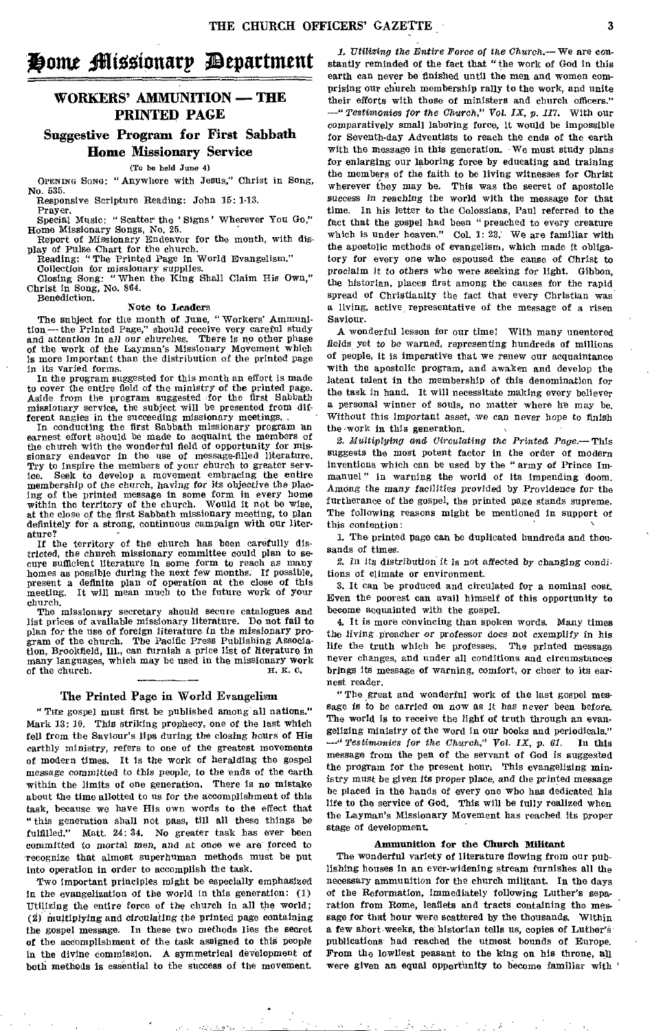# Home Missionary Department

## WORKERS' AMMUNITION — THE PRINTED PAGE

### Suggestive Program for First Sabbath Home Missionary Service

(To be held June 4)

OPENING SONG: "Anywhere with Jesus," Christ in Song, No. 535.

Responsive Scripture Reading: John 15: 1-13.

Prayer.

Special Music: "Scatter the 'Signs' Wherever You Go," Home Missionary Songs, No. 25.

Report of Missionary Endeavor for the month, with display of Pulse Chart for the church.

Reading: "The Printed Page in World Evangelism."

Collection for missionary supplies.

Closing Song: "When the King Shall Claim His Own," Christ in Song, No. 864.

Benediction.

#### Note to Leaders

The subject for the month of June, "Workers' Ammunition — the Printed Page," should receive very careful study and attention in all our churches. There is no other phase of the work of the Layman's Missionary Movement which is more important than the distribution of the printed page in its varied forms.

In the program suggested for this month an effort is made to cover the entire field of the ministry of the printed page. Aside from the program suggested for the first Sabbath missionary service, the subject will be presented from different angles in the succeeding missionary meetings.

In conducting the first Sabbath missionary program an earnest effort should be made to acquaint the members of the church with the wonderful field of opportunity for missionary endeavor in the use of message-filled literature. Try to inspire the members of your church to greater service. Seek to develop a movement embracing the entire membership of the church, having for its objective the placing of the printed message in some form in every home within the territory of the church. Would it not be wise, at the close of the first Sabbath missionary meeting, to plan definitely for a strong, continuous campaign with our literature?

If the territory of the church has been carefully districted, the church missionary committee could plan to secure sufficient literature in some form to reach as many homes as possible during the next few months. If possible, present a definite plan of operation at the close of this meeting. It will mean much to the future work of your church.

The missionary secretary should secure catalogues and list prices of available missionary literature. Do not fail to plan for the use of foreign literature in the missionary program of the church. The Pacific Press Publishing Association, Brookfield, Ill., can furnish a price list of literature in many languages, which may be used in the missionary work of the church.

H. K. C.

### The Printed Page in World Evangelism

"THE gospel must first be published among all nations." Mark 13: 10. This striking prophecy, one of the last which fell from the Saviour's lips during the closing hours of His earthly ministry, refers to one of the greatest movements of modern times. It is the work of heralding the gospel message committed to this people, to the ends of the earth within the limits of one generation. There is no mistake about the time allotted to us for the accomplishment of this task, because we have His own words to the effect that "this generation shall not pass, till all these things be fulfilled." Matt. 24: 34. No greater task has ever been committed to mortal men, and at once we are forced to recognize that almost superhuman methods must be put into operation in order to accomplish the task.

Two important principles might be especially emphasized in the evangelization of the world in this generation: (1) Utilizing the entire force of the church in all the world; (2) multiplying and circulating the printed page containing the gospel message. In these two methods lies the secret of the accomplishment of the task assigned to this people in the divine commission. A symmetrical development of both methods is essential to the success of the movement.

*1. Utilizing the Entire Force of the Church.*— We are constantly reminded of the fact that "the work of God in this earth can never be finished until the men and women comprising our church membership rally to the work, and unite their efforts with those of ministers and church officers." —"*Testimonies for the Church," Vol. IX, p. 117.* With our comparatively small laboring force, it would be impossible for Seventh-day Adventists to reach the ends of the earth with the message in this generation. We must study plans for enlarging our laboring force by educating and training the members of the faith to be living witnesses for Christ wherever they may be. This was the secret of apostolic success in reaching the world with the message for that time. In his letter to the Colossians, Paul referred to the fact that the gospel had been "preached to every creature which is under heaven." Col. 1: 23. We are familiar with the apostolic methods of evangelism, which made it obligatory for every one who espoused the cause of Christ to proclaim it to others who were seeking for light. Gibbon, the historian, places first among the causes for the rapid spread of Christianity the fact that every Christian was a living, active representative of the message of a risen Saviour.

A wonderful lesson for our time! With many unentered fields yet to be warned, representing hundreds of millions of people, it is imperative that we renew our acquaintance with the apostolic program, and awaken and develop the latent talent in the membership of this denomination for the task in hand. It will necessitate making every believer a personal winner of souls, no matter where he may be. Without this important asset, we can never hope to finish the work in this generation.

*2. Multiplying and Circulating the Printed Page.*— This suggests the most potent factor in the order of modern inventions which can be used by the "army of Prince Immanuel" in warning the world of its impending doom. Among the many facilities provided by Providence for the furtherance of the gospel, the printed page stands supreme. The following reasons might be mentioned in support of this contention:

1. The printed page can be duplicated hundreds and thousands of times.
2. In its distribution it is not affected by changing conditions of climate or environment.
3. It can be produced and circulated for a nominal cost. Even the poorest can avail himself of this opportunity to become acquainted with the gospel.
4. It is more convincing than spoken words. Many times the living preacher or professor does not exemplify in his life the truth which he professes. The printed message never changes, and under all conditions and circumstances brings its message of warning, comfort, or cheer to its earnest reader.

"The great and wonderful work of the last gospel message is to be carried on now as it has never been before. The world is to receive the light of truth through an evangelizing ministry of the word in our books and periodicals." —"*Testimonies for the Church," Vol. IX, p. 61.* In this message from the pen of the servant of God is suggested the program for the present hour. This evangelizing ministry must be given its proper place, and the printed message be placed in the hands of every one who has dedicated his life to the service of God. This will be fully realized when the Layman's Missionary Movement has reached its proper stage of development.

#### Ammunition for the Church Militant

The wonderful variety of literature flowing from our publishing houses in an ever-widening stream furnishes all the necessary ammunition for the church militant. In the days of the Reformation, immediately following Luther's separation from Rome, leaflets and tracts containing the message for that hour were scattered by the thousands. Within a few short weeks, the historian tells us, copies of Luther's publications had reached the utmost bounds of Europe. From the lowliest peasant to the king on his throne, all were given an equal opportunity to become familiar with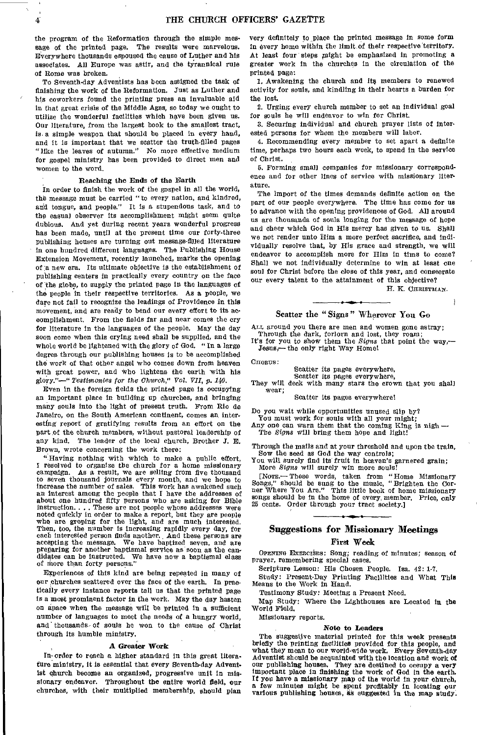the program of the Reformation through the simple message of the printed page. The results were marvelous. Everywhere thousands espoused the cause of Luther and his associates. All Europe was astir, and the tyrannical rule of Rome was broken.

To Seventh-day Adventists has been assigned the task of finishing the work of the Reformation. Just as Luther and his coworkers found the printing press an invaluable aid in that great crisis of the Middle Ages, so today we ought to utilize the wonderful facilities which have been given us. Our literature, from the largest book to the smallest tract, is a simple weapon that should be placed in every hand, and it is important that we scatter the truth-filled pages "like the leaves of autumn." No more effective medium for gospel ministry has been provided to direct men and women to the word.

### Reaching the Ends of the Earth

In order to finish the work of the gospel in all the world, the message must be carried "to every nation, and kindred, and tongue, and people." It is a stupendous task, and to the casual observer its accomplishment might seem quite dubious. And yet during recent years wonderful progress has been made, until at the present time our forty-three publishing houses are turning out message-filled literature in one hundred different languages. The Publishing House Extension Movement, recently launched, marks the opening of a new era. Its ultimate objective is the establishment of publishing centers in practically every country on the face of the globe, to supply the printed page in the languages of the people in their respective territories. As a people, we dare not fail to recognize the leadings of Providence in this movement, and are ready to bend our every effort to its accomplishment. From the fields far and near comes the cry for literature in the languages of the people. May the day soon come when this crying need shall be supplied, and the whole world be lightened with the glory of God. "In a large degree through our publishing houses is to be accomplished the work of that other angel who comes down from heaven with great power, and who lightens the earth with his glory."—*"Testimonies for the Church," Vol. VII, p. 140.*

Even in the foreign fields the printed page is occupying an important place in building up churches, and bringing many souls into the light of present truth. From Rio de Janeiro, on the South American continent, comes an interesting report of gratifying results from an effort on the part of the church members, without pastoral leadership of any kind. The leader of the local church, Brother J. E. Brown, wrote concerning the work there:

"Having nothing with which to make a public effort, I resolved to organize the church for a home missionary campaign. As a result, we are selling from five thousand to seven thousand journals every month, and we hope to increase the number of sales. This work has awakened such an interest among the people that I have the addresses of about one hundred fifty persons who are asking for Bible instruction. . . . These are not people whose addresses were noted quickly in order to make a report, but they are people who are groping for the light, and are much interested. Then, too, the number is increasing rapidly every day, for each interested person finds another. And these persons are accepting the message. We have baptized seven, and are preparing for another baptismal service as soon as the candidates can be instructed. We have now a baptismal class of more than forty persons."

Experiences of this kind are being repeated in many of our churches scattered over the face of the earth. In practically every instance reports tell us that the printed page is a most prominent factor in the work. May the day hasten on apace when the message will be printed in a sufficient number of languages to meet the needs of a hungry world, and thousands of souls be won to the cause of Christ through its humble ministry.

### A Greater Work

In order to reach a higher standard in this great literature ministry, it is essential that every Seventh-day Adventist church become an organized, progressive unit in missionary endeavor. Throughout the entire world field, our churches, with their multiplied membership, should plan very definitely to place the printed message in some form in every home within the limit of their respective territory. At least four steps might be emphasized in promoting a greater work in the churches in the circulation of the printed page:

1. Awakening the church and its members to renewed activity for souls, and kindling in their hearts a burden for the lost.
2. Urging every church member to set an individual goal for souls he will endeavor to win for Christ.
3. Securing individual and church prayer lists of interested persons for whom the members will labor.
4. Recommending every member to set apart a definite time, perhaps two hours each week, to spend in the service of Christ.
5. Forming small companies for missionary correspondence and for other lines of service with missionary literature.

The import of the times demands definite action on the part of our people everywhere. The time has come for us to advance with the opening providences of God. All around us are thousands of souls longing for the message of hope and cheer which God in His mercy has given to us. Shall we not render unto Him a more perfect sacrifice, and individually resolve that, by His grace and strength, we will endeavor to accomplish more for Him in time to come? Shall we not individually determine to win at least one soul for Christ before the close of this year, and consecrate our every talent to the attainment of this objective?

H. K. CHRISTMAN.

## Scatter the "Signs" Wherever You Go

ALL around you there are men and women gone astray;
Through the dark, forlorn and lost, they roam;
It's for you to show them the *Signs* that point the way,—
Jesus,—the only right Way Home!

CHORUS:
Scatter its pages everywhere,
Scatter its pages everywhere,
They will deck with many stars the crown that you shall wear;
Scatter its pages everywhere!

Do you wait while opportunities unused slip by?
You must work for souls with all your might;
Any one can warn them that the coming King is nigh —
The *Signs* will bring them hope and light!

Through the mails and at your threshold and upon the train,
Sow the seed as God the way controls;
You will surely find its fruit in heaven's garnered grain;
More *Signs* will surely win more souls!

[NOTE.— These words, taken from "Home Missionary Songs," should be sung to the music, "Brighten the Corner Where You Are." This little book of home missionary songs should be in the home of every member. Price, only 25 cents. Order through your tract society.]

## Suggestions for Missionary Meetings

### First Week

OPENING EXERCISES: Song; reading of minutes; season of prayer, remembering special cases.

Scripture Lesson: His Chosen People. Isa. 42: 1-7.

Study: Present-Day Printing Facilities and What This Means to the Work in Hand.

Testimony Study: Meeting a Present Need.

Map Study: Where the Lighthouses are Located in the World Field.

Missionary reports.

### Note to Leaders

The suggestive material printed for this week presents briefly the printing facilities provided for this people, and what they mean to our world-wide work. Every Seventh-day Adventist should be acquainted with the location and work of our publishing houses. They are destined to occupy a very important place in finishing the work of God in the earth. If you have a missionary map of the world in your church, a few minutes might be spent profitably in locating our various publishing houses, as suggested in the map study.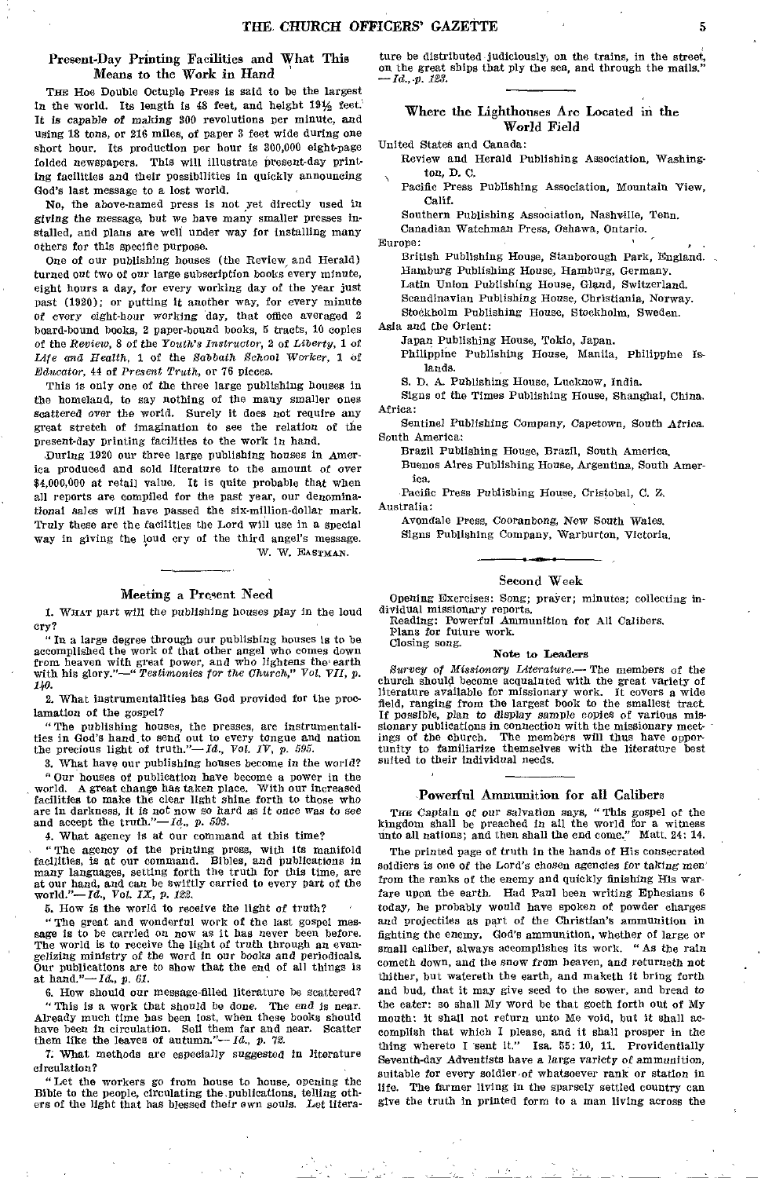## Present-Day Printing Facilities and What This Means to the Work in Hand

The Hoe Double Octuple Press is said to be the largest in the world. Its length is 48 feet, and height 19½ feet. It is capable of making 300 revolutions per minute, and using 18 tons, or 216 miles, of paper 3 feet wide during one short hour. Its production per hour is 300,000 eight-page folded newspapers. This will illustrate present-day printing facilities and their possibilities in quickly announcing God's last message to a lost world.

No, the above-named press is not yet directly used in giving the message, but we have many smaller presses installed, and plans are well under way for installing many others for this specific purpose.

One of our publishing houses (the Review and Herald) turned out two of our large subscription books every minute, eight hours a day, for every working day of the year just past (1920); or putting it another way, for every minute of every eight-hour working day, that office averaged 2 board-bound books, 2 paper-bound books, 5 tracts, 10 copies of the *Review*, 8 of the *Youth's Instructor*, 2 of *Liberty*, 1 of *Life and Health*, 1 of the *Sabbath School Worker*, 1 of *Educator*, 44 of *Present Truth*, or 76 pieces.

This is only one of the three large publishing houses in the homeland, to say nothing of the many smaller ones scattered over the world. Surely it does not require any great stretch of imagination to see the relation of the present-day printing facilities to the work in hand.

During 1920 our three large publishing houses in America produced and sold literature to the amount of over $4,000,000 at retail value. It is quite probable that when all reports are compiled for the past year, our denominational sales will have passed the six-million-dollar mark. Truly these are the facilities the Lord will use in a special way in giving the loud cry of the third angel's message.

W. W. Eastman.

## Meeting a Present Need

1. What part will the publishing houses play in the loud cry?

"In a large degree through our publishing houses is to be accomplished the work of that other angel who comes down from heaven with great power, and who lightens the earth with his glory."—"*Testimonies for the Church," Vol. VII, p. 140.*

2. What instrumentalities has God provided for the proclamation of the gospel?

"The publishing houses, the presses, are instrumentalities in God's hand to send out to every tongue and nation the precious light of truth."—*Id., Vol. IV, p. 595.*

3. What have our publishing houses become in the world?

"Our houses of publication have become a power in the world. A great change has taken place. With our increased facilities to make the clear light shine forth to those who are in darkness, it is not now so hard as it once was to see and accept the truth."—*Id., p. 593.*

4. What agency is at our command at this time?

"The agency of the printing press, with its manifold facilities, is at our command. Bibles, and publications in many languages, setting forth the truth for this time, are at our hand, and can be swiftly carried to every part of the world."—*Id., Vol. IX, p. 122.*

5. How is the world to receive the light of truth?

"The great and wonderful work of the last gospel message is to be carried on now as it has never been before. The world is to receive the light of truth through an evangelizing ministry of the word in our books and periodicals. Our publications are to show that the end of all things is at hand."—*Id., p. 61.*

6. How should our message-filled literature be scattered?

"This is a work that should be done. The end is near. Already much time has been lost, when these books should have been in circulation. Sell them far and near. Scatter them like the leaves of autumn."—*Id., p. 72.*

7. What methods are especially suggested in literature circulation?

"Let the workers go from house to house, opening the Bible to the people, circulating the publications, telling others of the light that has blessed their own souls. Let literature be distributed judiciously, on the trains, in the street, on the great ships that ply the sea, and through the mails."—*Id., p. 123.*

## Where the Lighthouses Are Located in the World Field

United States and Canada:

- Review and Herald Publishing Association, Washington, D. C.
- Pacific Press Publishing Association, Mountain View, Calif.
- Southern Publishing Association, Nashville, Tenn.
- Canadian Watchman Press, Oshawa, Ontario.

Europe:

- British Publishing House, Stanborough Park, England.
- Hamburg Publishing House, Hamburg, Germany.
- Latin Union Publishing House, Gland, Switzerland.
- Scandinavian Publishing House, Christiania, Norway.
- Stockholm Publishing House, Stockholm, Sweden.

Asia and the Orient:

- Japan Publishing House, Tokio, Japan.
- Philippine Publishing House, Manila, Philippine Islands.
- S. D. A. Publishing House, Lucknow, India.
- Signs of the Times Publishing House, Shanghai, China.

Africa:

- Sentinel Publishing Company, Capetown, South Africa.

South America:

- Brazil Publishing House, Brazil, South America.
- Buenos Aires Publishing House, Argentina, South America.
- Pacific Press Publishing House, Cristobal, C. Z.

Australia:

- Avondale Press, Cooranbong, New South Wales.
- Signs Publishing Company, Warburton, Victoria.

## Second Week

Opening Exercises: Song; prayer; minutes; collecting individual missionary reports.

Reading: Powerful Ammunition for All Calibers.

Plans for future work.

Closing song.

### Note to Leaders

*Survey of Missionary Literature.*— The members of the church should become acquainted with the great variety of literature available for missionary work. It covers a wide field, ranging from the largest book to the smallest tract. If possible, plan to display sample copies of various missionary publications in connection with the missionary meetings of the church. The members will thus have opportunity to familiarize themselves with the literature best suited to their individual needs.

## Powerful Ammunition for all Calibers

The Captain of our salvation says, "This gospel of the kingdom shall be preached in all the world for a witness unto all nations; and then shall the end come." Matt. 24: 14.

The printed page of truth in the hands of His consecrated soldiers is one of the Lord's chosen agencies for taking men from the ranks of the enemy and quickly finishing His warfare upon the earth. Had Paul been writing Ephesians 6 today, he probably would have spoken of powder charges and projectiles as part of the Christian's ammunition in fighting the enemy. God's ammunition, whether of large or small caliber, always accomplishes its work. "As the rain cometh down, and the snow from heaven, and returneth not thither, but watereth the earth, and maketh it bring forth and bud, that it may give seed to the sower, and bread to the eater: so shall My word be that goeth forth out of My mouth: it shall not return unto Me void, but it shall accomplish that which I please, and it shall prosper in the thing whereto I sent it." Isa. 55: 10, 11. Providentially Seventh-day Adventists have a large variety of ammunition, suitable for every soldier of whatsoever rank or station in life. The farmer living in the sparsely settled country can give the truth in printed form to a man living across the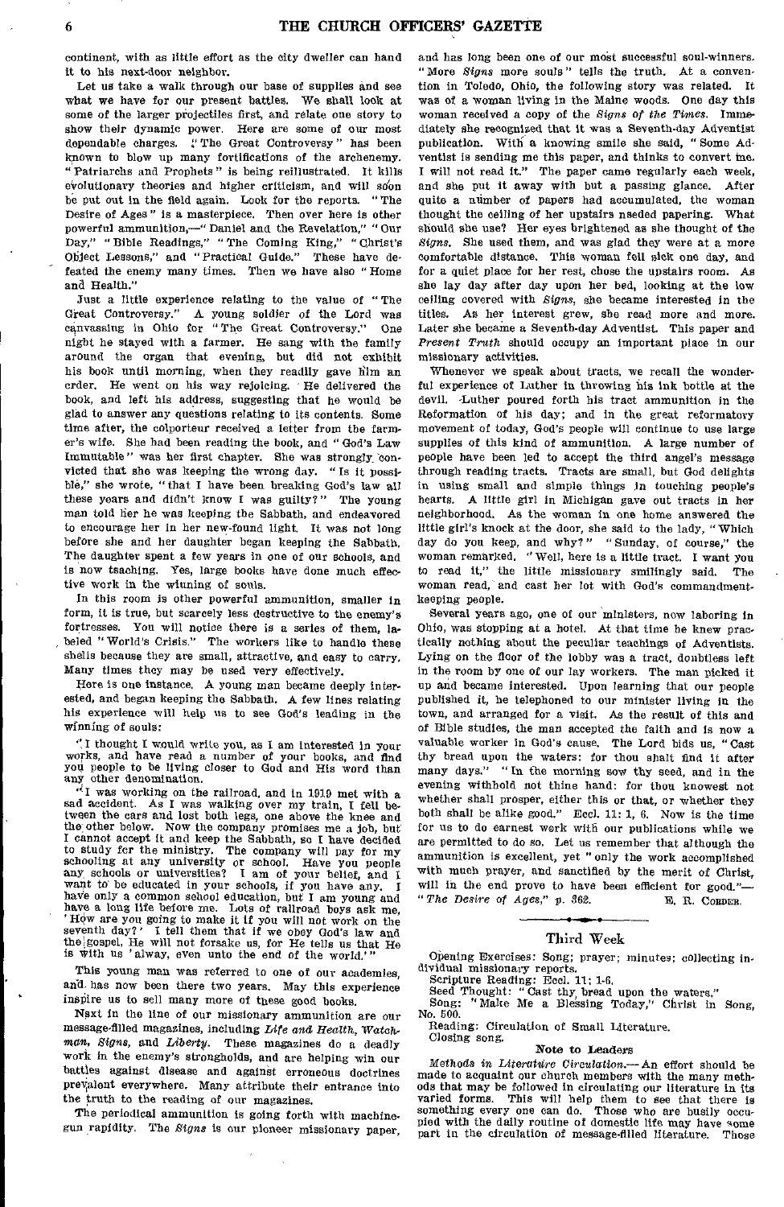continent, with as little effort as the city dweller can hand it to his next-door neighbor.

Let us take a walk through our base of supplies and see what we have for our present battles. We shall look at some of the larger projectiles first, and relate one story to show their dynamic power. Here are some of our most dependable charges. "The Great Controversy" has been known to blow up many fortifications of the archenemy. "Patriarchs and Prophets" is being reillustrated. It kills evolutionary theories and higher criticism, and will soon be put out in the field again. Look for the reports. "The Desire of Ages" is a masterpiece. Then over here is other powerful ammunition,—"Daniel and the Revelation," "Our Day," "Bible Readings," "The Coming King," "Christ's Object Lessons," and "Practical Guide." These have defeated the enemy many times. Then we have also "Home and Health."

Just a little experience relating to the value of "The Great Controversy." A young soldier of the Lord was canvassing in Ohio for "The Great Controversy." One night he stayed with a farmer. He sang with the family around the organ that evening, but did not exhibit his book until morning, when they readily gave him an order. He went on his way rejoicing. He delivered the book, and left his address, suggesting that he would be glad to answer any questions relating to its contents. Some time after, the colporteur received a letter from the farmer's wife. She had been reading the book, and "God's Law Immutable" was her first chapter. She was strongly convicted that she was keeping the wrong day. "Is it possible," she wrote, "that I have been breaking God's law all these years and didn't know I was guilty?" The young man told her he was keeping the Sabbath, and endeavored to encourage her in her new-found light. It was not long before she and her daughter began keeping the Sabbath. The daughter spent a few years in one of our schools, and is now teaching. Yes, large books have done much effective work in the winning of souls.

In this room is other powerful ammunition, smaller in form, it is true, but scarcely less destructive to the enemy's fortresses. You will notice there is a series of them, labeled "World's Crisis." The workers like to handle these shells because they are small, attractive, and easy to carry. Many times they may be used very effectively.

Here is one instance. A young man became deeply interested, and began keeping the Sabbath. A few lines relating his experience will help us to see God's leading in the winning of souls:

"I thought I would write you, as I am interested in your works, and have read a number of your books, and find you people to be living closer to God and His word than any other denomination.

"I was working on the railroad, and in 1919 met with a sad accident. As I was walking over my train, I fell between the cars and lost both legs, one above the knee and the other below. Now the company promises me a job, but I cannot accept it and keep the Sabbath, so I have decided to study for the ministry. The company will pay for my schooling at any university or school. Have you people any schools or universities? I am of your belief, and I want to be educated in your schools, if you have any. I have only a common school education, but I am young and have a long life before me. Lots of railroad boys ask me, 'How are you going to make it if you will not work on the seventh day?' I tell them that if we obey God's law and the gospel, He will not forsake us, for He tells us that He is with us 'alway, even unto the end of the world.'"

This young man was referred to one of our academies, and has now been there two years. May this experience inspire us to sell many more of these good books.

Next in the line of our missionary ammunition are our message-filled magazines, including *Life and Health*, *Watchman*, *Signs*, and *Liberty*. These magazines do a deadly work in the enemy's strongholds, and are helping win our battles against disease and against erroneous doctrines prevalent everywhere. Many attribute their entrance into the truth to the reading of our magazines.

The periodical ammunition is going forth with machine-gun rapidity. The *Signs* is our pioneer missionary paper, and has long been one of our most successful soul-winners. "More *Signs* more souls" tells the truth. At a convention in Toledo, Ohio, the following story was related. It was of a woman living in the Maine woods. One day this woman received a copy of the *Signs of the Times*. Immediately she recognized that it was a Seventh-day Adventist publication. With a knowing smile she said, "Some Adventist is sending me this paper, and thinks to convert me. I will not read it." The paper came regularly each week, and she put it away with but a passing glance. After quite a number of papers had accumulated, the woman thought the ceiling of her upstairs room needed papering. What should she use? Her eyes brightened as she thought of the *Signs*. She used them, and was glad they were at a more comfortable distance. This woman fell sick one day, and for a quiet place for her rest, chose the upstairs room. As she lay day after day upon her bed, looking at the low ceiling covered with *Signs*, she became interested in the titles. As her interest grew, she read more and more. Later she became a Seventh-day Adventist. This paper and *Present Truth* should occupy an important place in our missionary activities.

Whenever we speak about tracts, we recall the wonderful experience of Luther in throwing his ink bottle at the devil. Luther poured forth his tract ammunition in the Reformation of his day; and in the great reformatory movement of today, God's people will continue to use large supplies of this kind of ammunition. A large number of people have been led to accept the third angel's message through reading tracts. Tracts are small, but God delights in using small and simple things in touching people's hearts. A little girl in Michigan gave out tracts in her neighborhood. As the woman in one home answered the little girl's knock at the door, she said to the lady, "Which day do you keep, and why?" "Sunday, of course," the woman remarked. "Well, here is a little tract. I want you to read it," the little missionary smilingly said. The woman read, and cast her lot with God's commandment-keeping people.

Several years ago, one of our ministers, now laboring in Ohio, was stopping at a hotel. At that time he knew practically nothing about the peculiar teachings of Adventists. Lying on the floor of the lobby was a tract, doubtless left in the room by one of our lay workers. The man picked it up and became interested. Upon learning that our people published it, he telephoned to our minister living in the town, and arranged for a visit. As the result of this and of Bible studies, the man accepted the faith and is now a valuable worker in God's cause. The Lord bids us, "Cast thy bread upon the waters: for thou shalt find it after many days." "In the morning sow thy seed, and in the evening withhold not thine hand: for thou knowest not whether shall prosper, either this or that, or whether they both shall be alike good." Eccl. 11: 1, 6. Now is the time for us to do earnest work with our publications while we are permitted to do so. Let us remember that although the ammunition is excellent, yet "only the work accomplished with much prayer, and sanctified by the merit of Christ, will in the end prove to have been efficient for good."—"*The Desire of Ages*," p. 362.

E. R. CORDER.

## Third Week

Opening Exercises: Song; prayer; minutes; collecting individual missionary reports.

Scripture Reading: Eccl. 11: 1-6.

Seed Thought: "Cast thy bread upon the waters."

Song: "Make Me a Blessing Today," Christ in Song, No. 500.

Reading: Circulation of Small Literature.

Closing song.

**Note to Leaders**

*Methods in Literature Circulation.*— An effort should be made to acquaint our church members with the many methods that may be followed in circulating our literature in its varied forms. This will help them to see that there is something every one can do. Those who are busily occupied with the daily routine of domestic life may have some part in the circulation of message-filled literature. Those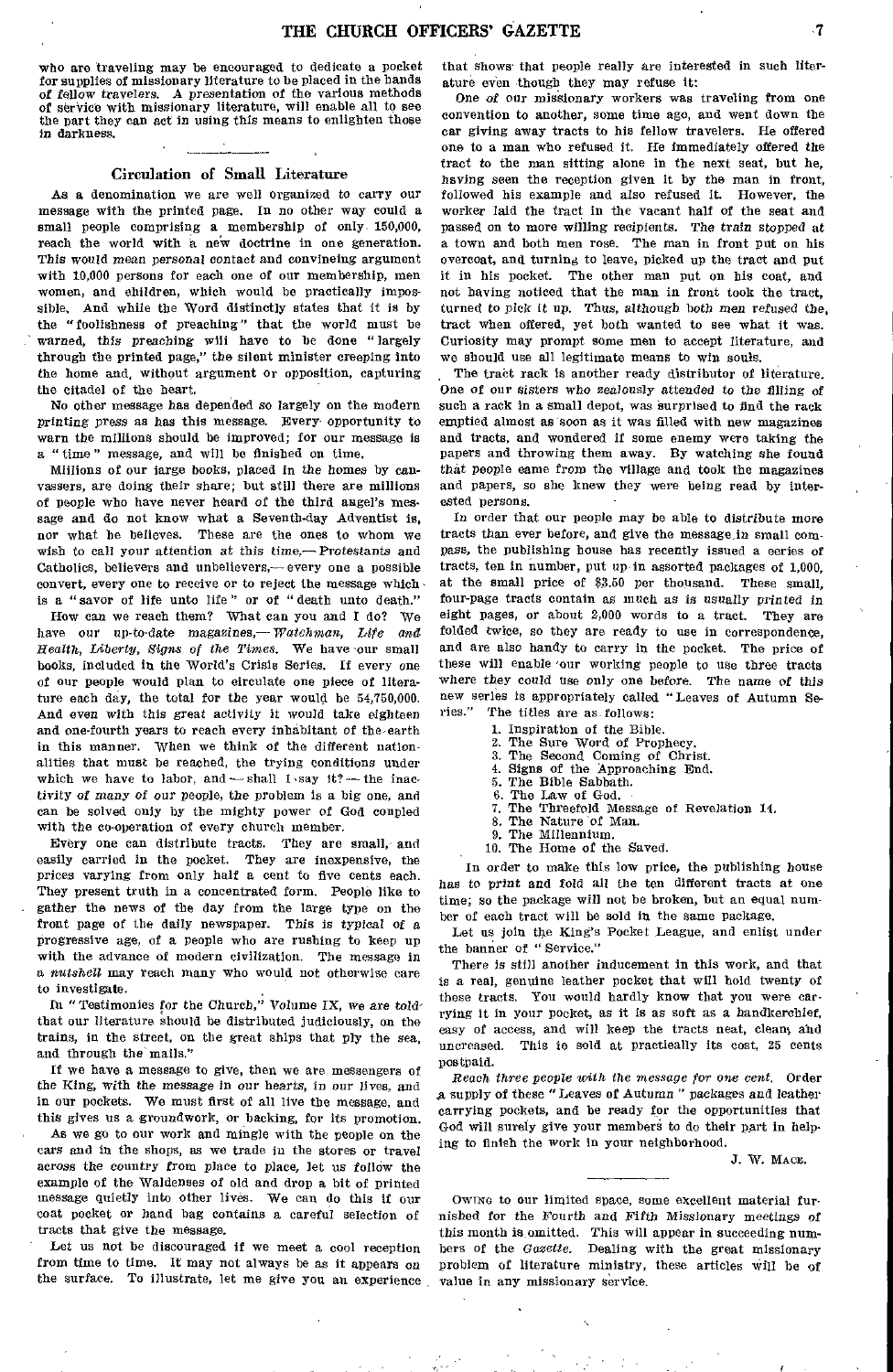who are traveling may be encouraged to dedicate a pocket for supplies of missionary literature to be placed in the hands of fellow travelers. A presentation of the various methods of service with missionary literature, will enable all to see the part they can act in using this means to enlighten those in darkness.

## Circulation of Small Literature

As a denomination we are well organized to carry our message with the printed page. In no other way could a small people comprising a membership of only 150,000, reach the world with a new doctrine in one generation. This would mean personal contact and convincing argument with 10,000 persons for each one of our membership, men women, and children, which would be practically impossible. And while the Word distinctly states that it is by the "foolishness of preaching" that the world must be warned, this preaching will have to be done "largely through the printed page," the silent minister creeping into the home and, without argument or opposition, capturing the citadel of the heart.

No other message has depended so largely on the modern printing press as has this message. Every opportunity to warn the millions should be improved; for our message is a "time" message, and will be finished on time.

Millions of our large books, placed in the homes by canvassers, are doing their share; but still there are millions of people who have never heard of the third angel's message and do not know what a Seventh-day Adventist is, nor what he believes. These are the ones to whom we wish to call your attention at this time,— Protestants and Catholics, believers and unbelievers,— every one a possible convert, every one to receive or to reject the message which is a "savor of life unto life" or of "death unto death."

How can we reach them? What can you and I do? We have our up-to-date magazines,— *Watchman*, *Life and Health*, *Liberty*, *Signs of the Times*. We have our small books, included in the World's Crisis Series. If every one of our people would plan to circulate one piece of literature each day, the total for the year would be 54,750,000. And even with this great activity it would take eighteen and one-fourth years to reach every inhabitant of the earth in this manner. When we think of the different nationalities that must be reached, the trying conditions under which we have to labor, and — shall I say it? — the inactivity of many of our people, the problem is a big one, and can be solved only by the mighty power of God coupled with the co-operation of every church member.

Every one can distribute tracts. They are small, and easily carried in the pocket. They are inexpensive, the prices varying from only half a cent to five cents each. They present truth in a concentrated form. People like to gather the news of the day from the large type on the front page of the daily newspaper. This is typical of a progressive age, of a people who are rushing to keep up with the advance of modern civilization. The message in a *nutshell* may reach many who would not otherwise care to investigate.

In "Testimonies for the Church," Volume IX, we are told that our literature should be distributed judiciously, on the trains, in the street, on the great ships that ply the sea, and through the mails."

If we have a message to give, then we are messengers of the King, with the message in our hearts, in our lives, and in our pockets. We must first of all live the message, and this gives us a groundwork, or backing, for its promotion.

As we go to our work and mingle with the people on the cars and in the shops, as we trade in the stores or travel across the country from place to place, let us follow the example of the Waldenses of old and drop a bit of printed message quietly into other lives. We can do this if our coat pocket or hand bag contains a careful selection of tracts that give the message.

Let us not be discouraged if we meet a cool reception from time to time. It may not always be as it appears on the surface. To illustrate, let me give you an experience that shows that people really are interested in such literature even though they may refuse it:

One of our missionary workers was traveling from one convention to another, some time ago, and went down the car giving away tracts to his fellow travelers. He offered one to a man who refused it. He immediately offered the tract to the man sitting alone in the next seat, but he, having seen the reception given it by the man in front, followed his example and also refused it. However, the worker laid the tract in the vacant half of the seat and passed on to more willing recipients. The train stopped at a town and both men rose. The man in front put on his overcoat, and turning to leave, picked up the tract and put it in his pocket. The other man put on his coat, and not having noticed that the man in front took the tract, turned to pick it up. Thus, although both men refused the tract when offered, yet both wanted to see what it was. Curiosity may prompt some men to accept literature, and we should use all legitimate means to win souls.

The tract rack is another ready distributor of literature. One of our sisters who zealously attended to the filling of such a rack in a small depot, was surprised to find the rack emptied almost as soon as it was filled with new magazines and tracts, and wondered if some enemy were taking the papers and throwing them away. By watching she found that people came from the village and took the magazines and papers, so she knew they were being read by interested persons.

In order that our people may be able to distribute more tracts than ever before, and give the message in small compass, the publishing house has recently issued a series of tracts, ten in number, put up in assorted packages of 1,000, at the small price of $3.50 per thousand. These small, four-page tracts contain as much as is usually printed in eight pages, or about 2,000 words to a tract. They are folded twice, so they are ready to use in correspondence, and are also handy to carry in the pocket. The price of these will enable our working people to use three tracts where they could use only one before. The name of this new series is appropriately called "Leaves of Autumn Series." The titles are as follows:

1. Inspiration of the Bible.
2. The Sure Word of Prophecy.
3. The Second Coming of Christ.
4. Signs of the Approaching End.
5. The Bible Sabbath.
6. The Law of God.
7. The Threefold Message of Revelation 14.
8. The Nature of Man.
9. The Millennium.
10. The Home of the Saved.

In order to make this low price, the publishing house has to print and fold all the ten different tracts at one time; so the package will not be broken, but an equal number of each tract will be sold in the same package.

Let us join the King's Pocket League, and enlist under the banner of "Service."

There is still another inducement in this work, and that is a real, genuine leather pocket that will hold twenty of these tracts. You would hardly know that you were carrying it in your pocket, as it is as soft as a handkerchief, easy of access, and will keep the tracts neat, clean, and uncreased. This is sold at practically its cost, 25 cents postpaid.

*Reach three people with the message for one cent.* Order a supply of these "Leaves of Autumn" packages and leather carrying pockets, and be ready for the opportunities that God will surely give your members to do their part in helping to finish the work in your neighborhood.

J. W. Mace.

---

Owing to our limited space, some excellent material furnished for the Fourth and Fifth Missionary meetings of this month is omitted. This will appear in succeeding numbers of the *Gazette*. Dealing with the great missionary problem of literature ministry, these articles will be of value in any missionary service.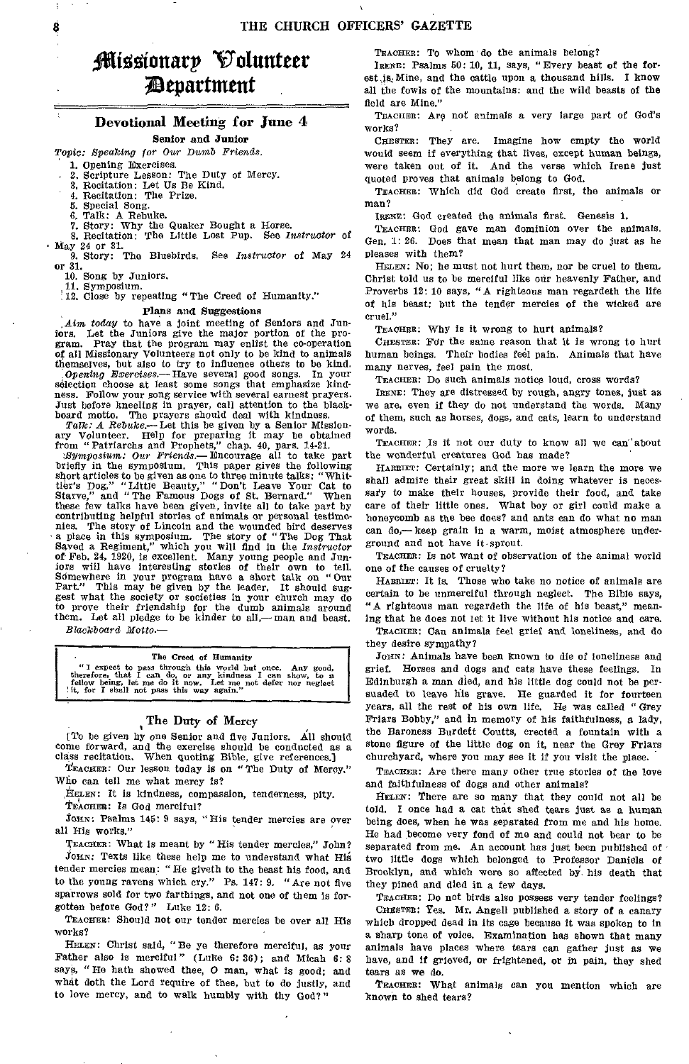# Missionary Volunteer Department

## Devotional Meeting for June 4

### Senior and Junior

*Topic: Speaking for Our Dumb Friends.*

1. Opening Exercises.
2. Scripture Lesson: The Duty of Mercy.
3. Recitation: Let Us Be Kind.
4. Recitation: The Prize.
5. Special Song.
6. Talk: A Rebuke.
7. Story: Why the Quaker Bought a Horse.
8. Recitation: The Little Lost Pup. See *Instructor* of May 24 or 31.
9. Story: The Bluebirds. See *Instructor* of May 24 or 31.
10. Song by Juniors.
11. Symposium.
12. Close by repeating "The Creed of Humanity."

### Plans and Suggestions

*Aim today* to have a joint meeting of Seniors and Juniors. Let the Juniors give the major portion of the program. Pray that the program may enlist the co-operation of all Missionary Volunteers not only to be kind to animals themselves, but also to try to influence others to be kind.

*Opening Exercises.*— Have several good songs. In your selection choose at least some songs that emphasize kindness. Follow your song service with several earnest prayers. Just before kneeling in prayer, call attention to the blackboard motto. The prayers should deal with kindness.

*Talk: A Rebuke.*— Let this be given by a Senior Missionary Volunteer. Help for preparing it may be obtained from "Patriarchs and Prophets," chap. 40, pars. 14-21.

*Symposium: Our Friends.*— Encourage all to take part briefly in the symposium. This paper gives the following short articles to be given as one to three minute talks: "Whittier's Dog," "Little Beauty," "Don't Leave Your Cat to Starve," and "The Famous Dogs of St. Bernard." When these few talks have been given, invite all to take part by contributing helpful stories of animals or personal testimonies. The story of Lincoln and the wounded bird deserves a place in this symposium. The story of "The Dog That Saved a Regiment," which you will find in the *Instructor* of Feb. 24, 1920, is excellent. Many young people and Juniors will have interesting stories of their own to tell. Somewhere in your program have a short talk on "Our Part." This may be given by the leader. It should suggest what the society or societies in your church may do to prove their friendship for the dumb animals around them. Let all pledge to be kinder to all,— man and beast.

*Blackboard Motto.*—

> **The Creed of Humanity**
>
> "I expect to pass through this world but once. Any good, therefore, that I can do, or any kindness I can show, to a fellow being, let me do it now. Let me not defer nor neglect it, for I shall not pass this way again."

## The Duty of Mercy

[To be given by one Senior and five Juniors. All should come forward, and the exercise should be conducted as a class recitation. When quoting Bible, give references.]

TEACHER: Our lesson today is on "The Duty of Mercy." Who can tell me what mercy is?

HELEN: It is kindness, compassion, tenderness, pity.

TEACHER: Is God merciful?

JOHN: Psalms 145: 9 says, "His tender mercies are over all His works."

TEACHER: What is meant by "His tender mercies," John?

JOHN: Texts like these help me to understand what His tender mercies mean: "He giveth to the beast his food, and to the young ravens which cry." Ps. 147: 9. "Are not five sparrows sold for two farthings, and not one of them is forgotten before God?" Luke 12: 6.

TEACHER: Should not our tender mercies be over all His works?

HELEN: Christ said, "Be ye therefore merciful, as your Father also is merciful" (Luke 6: 36); and Micah 6: 8 says, "He hath showed thee, O man, what is good; and what doth the Lord require of thee, but to do justly, and to love mercy, and to walk humbly with thy God?"

TEACHER: To whom do the animals belong?

IRENE: Psalms 50: 10, 11, says, "Every beast of the forest is Mine, and the cattle upon a thousand hills. I know all the fowls of the mountains: and the wild beasts of the field are Mine."

TEACHER: Are not animals a very large part of God's works?

CHESTER: They are. Imagine how empty the world would seem if everything that lives, except human beings, were taken out of it. And the verse which Irene just quoted proves that animals belong to God.

TEACHER: Which did God create first, the animals or man?

IRENE: God created the animals first. Genesis 1.

TEACHER: God gave man dominion over the animals. Gen. 1: 26. Does that mean that man may do just as he pleases with them?

HELEN: No; he must not hurt them, nor be cruel to them. Christ told us to be merciful like our heavenly Father, and Proverbs 12: 10 says, "A righteous man regardeth the life of his beast: but the tender mercies of the wicked are cruel."

TEACHER: Why is it wrong to hurt animals?

CHESTER: For the same reason that it is wrong to hurt human beings. Their bodies feel pain. Animals that have many nerves, feel pain the most.

TEACHER: Do such animals notice loud, cross words?

IRENE: They are distressed by rough, angry tones, just as we are, even if they do not understand the words. Many of them, such as horses, dogs, and cats, learn to understand words.

TEACHER: Is it not our duty to know all we can about the wonderful creatures God has made?

HARRIET: Certainly; and the more we learn the more we shall admire their great skill in doing whatever is necessary to make their houses, provide their food, and take care of their little ones. What boy or girl could make a honeycomb as the bee does? and ants can do what no man can do,— keep grain in a warm, moist atmosphere underground and not have it sprout.

TEACHER: Is not want of observation of the animal world one of the causes of cruelty?

HARRIET: It is. Those who take no notice of animals are certain to be unmerciful through neglect. The Bible says, "A righteous man regardeth the life of his beast," meaning that he does not let it live without his notice and care.

TEACHER: Can animals feel grief and loneliness, and do they desire sympathy?

JOHN: Animals have been known to die of loneliness and grief. Horses and dogs and cats have these feelings. In Edinburgh a man died, and his little dog could not be persuaded to leave his grave. He guarded it for fourteen years, all the rest of his own life. He was called "Grey Friars Bobby," and in memory of his faithfulness, a lady, the Baroness Burdett Coutts, erected a fountain with a stone figure of the little dog on it, near the Grey Friars churchyard, where you may see it if you visit the place.

TEACHER: Are there many other true stories of the love and faithfulness of dogs and other animals?

HELEN: There are so many that they could not all be told. I once had a cat that shed tears just as a human being does, when he was separated from me and his home. He had become very fond of me and could not bear to be separated from me. An account has just been published of two little dogs which belonged to Professor Daniels of Brooklyn, and which were so affected by his death that they pined and died in a few days.

TEACHER: Do not birds also possess very tender feelings?

CHESTER: Yes. Mr. Angell published a story of a canary which dropped dead in its cage because it was spoken to in a sharp tone of voice. Examination has shown that many animals have places where tears can gather just as we have, and if grieved, or frightened, or in pain, they shed tears as we do.

TEACHER: What animals can you mention which are known to shed tears?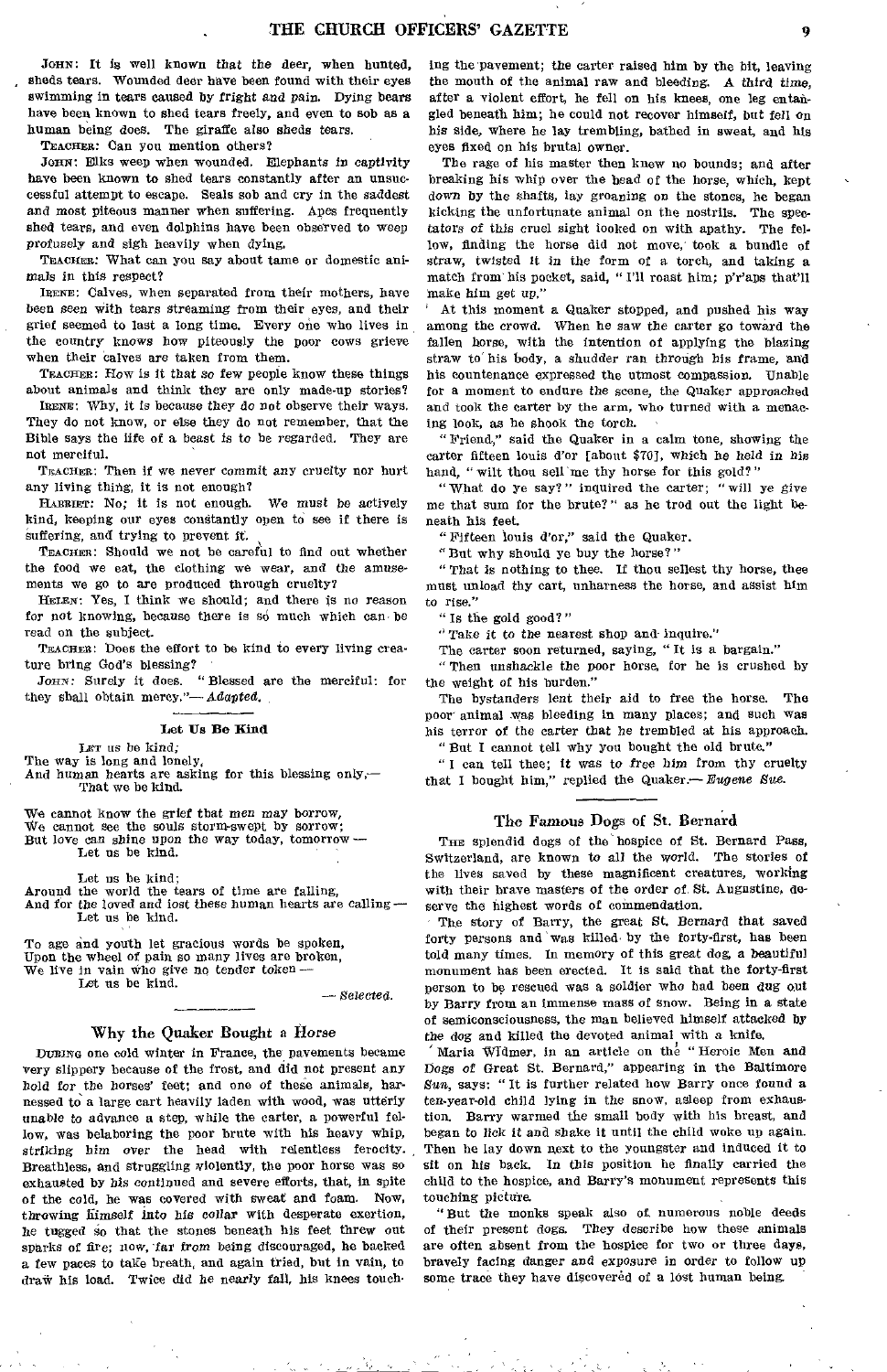JOHN: It is well known that the deer, when hunted, sheds tears. Wounded deer have been found with their eyes swimming in tears caused by fright and pain. Dying bears have been known to shed tears freely, and even to sob as a human being does. The giraffe also sheds tears.

TEACHER: Can you mention others?

JOHN: Elks weep when wounded. Elephants in captivity have been known to shed tears constantly after an unsuccessful attempt to escape. Seals sob and cry in the saddest and most piteous manner when suffering. Apes frequently shed tears, and even dolphins have been observed to weep profusely and sigh heavily when dying.

TEACHER: What can you say about tame or domestic animals in this respect?

IRENE: Calves, when separated from their mothers, have been seen with tears streaming from their eyes, and their grief seemed to last a long time. Every one who lives in the country knows how piteously the poor cows grieve when their calves are taken from them.

TEACHER: How is it that so few people know these things about animals and think they are only made-up stories?

IRENE: Why, it is because they do not observe their ways. They do not know, or else they do not remember, that the Bible says the life of a beast is to be regarded. They are not merciful.

TEACHER: Then if we never commit any cruelty nor hurt any living thing, it is not enough?

HARRIET: No; it is not enough. We must be actively kind, keeping our eyes constantly open to see if there is suffering, and trying to prevent it.

TEACHER: Should we not be careful to find out whether the food we eat, the clothing we wear, and the amusements we go to are produced through cruelty?

HELEN: Yes, I think we should; and there is no reason for not knowing, because there is so much which can be read on the subject.

TEACHER: Does the effort to be kind to every living creature bring God's blessing?

JOHN: Surely it does. "Blessed are the merciful: for they shall obtain mercy."— *Adapted.*

### Let Us Be Kind

LET us be kind;
The way is long and lonely,
And human hearts are asking for this blessing only,—
That we be kind.

We cannot know the grief that men may borrow,
We cannot see the souls storm-swept by sorrow;
But love can shine upon the way today, tomorrow —
Let us be kind.

Let us be kind;
Around the world the tears of time are falling,
And for the loved and lost these human hearts are calling —
Let us be kind.

To age and youth let gracious words be spoken,
Upon the wheel of pain so many lives are broken,
We live in vain who give no tender token —
Let us be kind.

— *Selected.*

## Why the Quaker Bought a Horse

DURING one cold winter in France, the pavements became very slippery because of the frost, and did not present any hold for the horses' feet; and one of these animals, harnessed to a large cart heavily laden with wood, was utterly unable to advance a step, while the carter, a powerful fellow, was belaboring the poor brute with his heavy whip, striking him over the head with relentless ferocity. Breathless, and struggling violently, the poor horse was so exhausted by his continued and severe efforts, that, in spite of the cold, he was covered with sweat and foam. Now, throwing himself into his collar with desperate exertion, he tugged so that the stones beneath his feet threw out sparks of fire; now, far from being discouraged, he backed a few paces to take breath, and again tried, but in vain, to draw his load. Twice did he nearly fall, his knees touching the pavement; the carter raised him by the bit, leaving the mouth of the animal raw and bleeding. A third time, after a violent effort, he fell on his knees, one leg entangled beneath him; he could not recover himself, but fell on his side, where he lay trembling, bathed in sweat, and his eyes fixed on his brutal owner.

The rage of his master then knew no bounds; and after breaking his whip over the head of the horse, which, kept down by the shafts, lay groaning on the stones, he began kicking the unfortunate animal on the nostrils. The spectators of this cruel sight looked on with apathy. The fellow, finding the horse did not move, took a bundle of straw, twisted it in the form of a torch, and taking a match from his pocket, said, "I'll roast him; p'r'aps that'll make him get up."

At this moment a Quaker stopped, and pushed his way among the crowd. When he saw the carter go toward the fallen horse, with the intention of applying the blazing straw to his body, a shudder ran through his frame, and his countenance expressed the utmost compassion. Unable for a moment to endure the scene, the Quaker approached and took the carter by the arm, who turned with a menacing look, as he shook the torch.

"Friend," said the Quaker in a calm tone, showing the carter fifteen louis d'or [about $70], which he held in his hand, "wilt thou sell me thy horse for this gold?"

"What do ye say?" inquired the carter; "will ye give me that sum for the brute?" as he trod out the light beneath his feet.

"Fifteen louis d'or," said the Quaker.

"But why should ye buy the horse?"

"That is nothing to thee. If thou sellest thy horse, thee must unload thy cart, unharness the horse, and assist him to rise."

"Is the gold good?"

"Take it to the nearest shop and inquire."

The carter soon returned, saying, "It is a bargain."

"Then unshackle the poor horse, for he is crushed by the weight of his burden."

The bystanders lent their aid to free the horse. The poor animal was bleeding in many places; and such was his terror of the carter that he trembled at his approach.

"But I cannot tell why you bought the old brute."

"I can tell thee; it was to free him from thy cruelty that I bought him," replied the Quaker.— *Eugene Sue.*

## The Famous Dogs of St. Bernard

THE splendid dogs of the hospice of St. Bernard Pass, Switzerland, are known to all the world. The stories of the lives saved by these magnificent creatures, working with their brave masters of the order of St. Augustine, deserve the highest words of commendation.

The story of Barry, the great St. Bernard that saved forty persons and was killed by the forty-first, has been told many times. In memory of this great dog, a beautiful monument has been erected. It is said that the forty-first person to be rescued was a soldier who had been dug out by Barry from an immense mass of snow. Being in a state of semiconsciousness, the man believed himself attacked by the dog and killed the devoted animal with a knife.

Maria Widmer, in an article on the "Heroic Men and Dogs of Great St. Bernard," appearing in the Baltimore *Sun*, says: "It is further related how Barry once found a ten-year-old child lying in the snow, asleep from exhaustion. Barry warmed the small body with his breast, and began to lick it and shake it until the child woke up again. Then he lay down next to the youngster and induced it to sit on his back. In this position he finally carried the child to the hospice, and Barry's monument represents this touching picture.

"But the monks speak also of numerous noble deeds of their present dogs. They describe how these animals are often absent from the hospice for two or three days, bravely facing danger and exposure in order to follow up some trace they have discovered of a lost human being.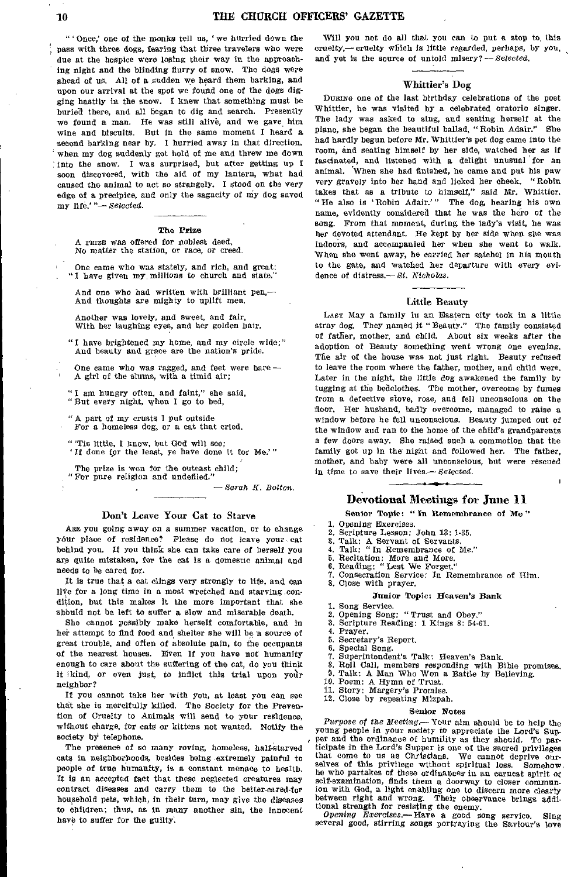"'Once,' one of the monks tell us, 'we hurried down the pass with three dogs, fearing that three travelers who were due at the hospice were losing their way in the approaching night and the blinding flurry of snow. The dogs were ahead of us. All of a sudden we heard them barking, and upon our arrival at the spot we found one of the dogs digging hastily in the snow. I knew that something must be buried there, and all began to dig and search. Presently we found a man. He was still alive, and we gave him wine and biscuits. But in the same moment I heard a second barking near by. I hurried away in that direction, when my dog suddenly got hold of me and threw me down into the snow. I was surprised, but after getting up I soon discovered, with the aid of my lantern, what had caused the animal to act so strangely. I stood on the very edge of a precipice, and only the sagacity of my dog saved my life.'"— *Selected.*

### The Prize

A PRIZE was offered for noblest deed,
No matter the station, or race, or creed.

One came who was stately, and rich, and great:
"I have given my millions to church and state."

And one who had written with brilliant pen,—
And thoughts are mighty to uplift men.

Another was lovely, and sweet, and fair,
With her laughing eyes, and her golden hair.

"I have brightened my home, and my circle wide;"
And beauty and grace are the nation's pride.

One came who was ragged, and feet were bare —
A girl of the slums, with a timid air;

"I am hungry often, and faint," she said,
"But every night, when I go to bed,

"A part of my crusts I put outside
For a homeless dog, or a cat that cried.

"'Tis little, I know, but God will see;
'If done for the least, ye have done it for Me.'"

The prize is won for the outcast child;
"For pure religion and undefiled."

— *Sarah K. Bolton.*

### Don't Leave Your Cat to Starve

ARE you going away on a summer vacation, or to change your place of residence? Please do not leave your cat behind you. If you think she can take care of herself you are quite mistaken, for the cat is a domestic animal and needs to be cared for.

It is true that a cat clings very strongly to life, and can live for a long time in a most wretched and starving condition, but this makes it the more important that she should not be left to suffer a slow and miserable death.

She cannot possibly make herself comfortable, and in her attempt to find food and shelter she will be a source of great trouble, and often of absolute pain, to the occupants of the nearest houses. Even if you have not humanity enough to care about the suffering of the cat, do you think it kind, or even just, to inflict this trial upon your neighbor?

If you cannot take her with you, at least you can see that she is mercifully killed. The Society for the Prevention of Cruelty to Animals will send to your residence, without charge, for cats or kittens not wanted. Notify the society by telephone.

The presence of so many roving, homeless, half-starved cats in neighborhoods, besides being extremely painful to people of true humanity, is a constant menace to health. It is an accepted fact that these neglected creatures may contract diseases and carry them to the better-cared-for household pets, which, in their turn, may give the diseases to children; thus, as in many another sin, the innocent have to suffer for the guilty.

Will you not do all that you can to put a stop to this cruelty,— cruelty which is little regarded, perhaps, by you, and yet is the source of untold misery? — *Selected.*

### Whittier's Dog

DURING one of the last birthday celebrations of the poet Whittier, he was visited by a celebrated oratorio singer. The lady was asked to sing, and seating herself at the piano, she began the beautiful ballad, "Robin Adair." She had hardly begun before Mr. Whittier's pet dog came into the room, and seating himself by her side, watched her as if fascinated, and listened with a delight unusual for an animal. When she had finished, he came and put his paw very gravely into her hand and licked her cheek. "Robin takes that as a tribute to himself," said Mr. Whittier. "He also is 'Robin Adair.'" The dog, hearing his own name, evidently considered that he was the hero of the song. From that moment, during the lady's visit, he was her devoted attendant. He kept by her side when she was indoors, and accompanied her when she went to walk. When she went away, he carried her satchel in his mouth to the gate, and watched her departure with every evidence of distress.— *St. Nicholas.*

### Little Beauty

LAST May a family in an Eastern city took in a little stray dog. They named it "Beauty." The family consisted of father, mother, and child. About six weeks after the adoption of Beauty something went wrong one evening. The air of the house was not just right. Beauty refused to leave the room where the father, mother, and child were. Later in the night, the little dog awakened the family by tugging at the bedclothes. The mother, overcome by fumes from a defective stove, rose, and fell unconscious on the floor. Her husband, badly overcome, managed to raise a window before he fell unconscious. Beauty jumped out of the window and ran to the home of the child's grandparents a few doors away. She raised such a commotion that the family got up in the night and followed her. The father, mother, and baby were all unconscious, but were rescued in time to save their lives.— *Selected.*

## Devotional Meetings for June 11

#### Senior Topic: "In Remembrance of Me"

1. Opening Exercises.
2. Scripture Lesson: John 13: 1-35.
3. Talk: A Servant of Servants.
4. Talk: "In Remembrance of Me."
5. Recitation: More and More.
6. Reading: "Lest We Forget."
7. Consecration Service: In Remembrance of Him.
8. Close with prayer.

#### Junior Topic: Heaven's Bank

1. Song Service.
2. Opening Song: "Trust and Obey."
3. Scripture Reading: 1 Kings 8: 54-61.
4. Prayer.
5. Secretary's Report.
6. Special Song.
7. Superintendent's Talk: Heaven's Bank.
8. Roll Call, members responding with Bible promises.
9. Talk: A Man Who Won a Battle by Believing.
10. Poem: A Hymn of Trust.
11. Story: Margery's Promise.
12. Close by repeating Mizpah.

#### Senior Notes

*Purpose of the Meeting.*— Your aim should be to help the young people in your society to appreciate the Lord's Supper and the ordinance of humility as they should. To participate in the Lord's Supper is one of the sacred privileges that come to us as Christians. We cannot deprive ourselves of this privilege without spiritual loss. Somehow he who partakes of these ordinances in an earnest spirit of self-examination, finds them a doorway to closer communion with God, a light enabling one to discern more clearly between right and wrong. Their observance brings additional strength for resisting the enemy.

*Opening Exercises.*— Have a good song service. Sing several good, stirring songs portraying the Saviour's love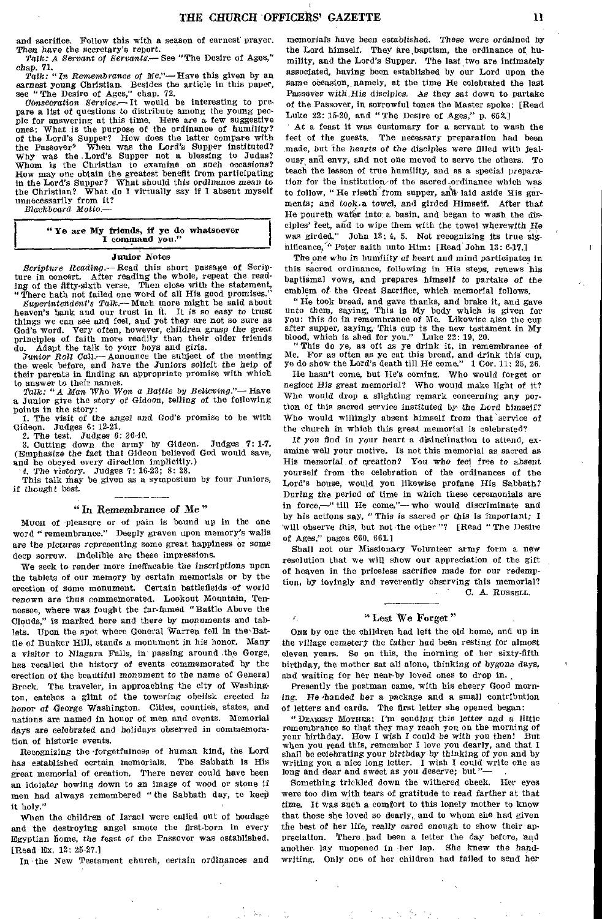and sacrifice. Follow this with a season of earnest prayer. Then have the secretary's report.

*Talk: A Servant of Servants.*— See "The Desire of Ages," chap. 71.

*Talk: "In Remembrance of Me."*— Have this given by an earnest young Christian. Besides the article in this paper, see "The Desire of Ages," chap. 72.

*Consecration Service.*— It would be interesting to prepare a list of questions to distribute among the young people for answering at this time. Here are a few suggestive ones: What is the purpose of the ordinance of humility? of the Lord's Supper? How does the latter compare with the Passover? When was the Lord's Supper instituted? Why was the Lord's Supper not a blessing to Judas? Whom is the Christian to examine on such occasions? How may one obtain the greatest benefit from participating in the Lord's Supper? What should this ordinance mean to the Christian? What do I virtually say if I absent myself unnecessarily from it?

*Blackboard Motto.*—

**"Ye are My friends, if ye do whatsoever I command you."**

### Junior Notes

*Scripture Reading.*— Read this short passage of Scripture in concert. After reading the whole, repeat the reading of the fifty-sixth verse. Then close with the statement, "There hath not failed one word of all His good promises."

*Superintendent's Talk.*— Much more might be said about heaven's bank and our trust in it. It is so easy to trust things we can see and feel, and yet they are not so sure as God's word. Very often, however, children grasp the great principles of faith more readily than their older friends do. Adapt the talk to your boys and girls.

*Junior Roll Call.*— Announce the subject of the meeting the week before, and have the Juniors solicit the help of their parents in finding an appropriate promise with which to answer to their names.

*Talk: "A Man Who Won a Battle by Believing."*— Have a Junior give the story of Gideon, telling of the following points in the story:

1. The visit of the angel and God's promise to be with Gideon. Judges 6: 12-21.
2. The test. Judges 6: 36-40.
3. Cutting down the army by Gideon. Judges 7: 1-7. (Emphasize the fact that Gideon believed God would save, and he obeyed every direction implicitly.)
4. The victory. Judges 7: 16-23; 8: 28.

This talk may be given as a symposium by four Juniors, if thought best.

## "In Remembrance of Me"

MUCH of pleasure or of pain is bound up in the one word "remembrance." Deeply graven upon memory's walls are the pictures representing some great happiness or some deep sorrow. Indelible are these impressions.

We seek to render more ineffacable the inscriptions upon the tablets of our memory by certain memorials or by the erection of some monument. Certain battlefields of world renown are thus commemorated. Lookout Mountain, Tennessee, where was fought the far-famed "Battle Above the Clouds," is marked here and there by monuments and tablets. Upon the spot where General Warren fell in the Battle of Bunker Hill, stands a monument in his honor. Many a visitor to Niagara Falls, in passing around the Gorge, has recalled the history of events commemorated by the erection of the beautiful monument to the name of General Brock. The traveler, in approaching the city of Washington, catches a glint of the towering obelisk erected in honor of George Washington. Cities, counties, states, and nations are named in honor of men and events. Memorial days are celebrated and holidays observed in commemoration of historic events.

Recognizing the forgetfulness of human kind, the Lord has established certain memorials. The Sabbath is His great memorial of creation. There never could have been an idolater bowing down to an image of wood or stone if men had always remembered "the Sabbath day, to keep it holy."

When the children of Israel were called out of bondage and the destroying angel smote the first-born in every Egyptian home, the feast of the Passover was established. [Read Ex. 12: 25-27.]

In the New Testament church, certain ordinances and memorials have been established. These were ordained by the Lord himself. They are baptism, the ordinance of humility, and the Lord's Supper. The last two are intimately associated, having been established by our Lord upon the same occasion, namely, at the time He celebrated the last Passover with His disciples. As they sat down to partake of the Passover, in sorrowful tones the Master spoke: [Read Luke 22: 15-20, and "The Desire of Ages," p. 652.]

At a feast it was customary for a servant to wash the feet of the guests. The necessary preparation had been made, but the hearts of the disciples were filled with jealousy and envy, and not one moved to serve the others. To teach the lesson of true humility, and as a special preparation for the institution of the sacred ordinance which was to follow, "He riseth from supper, and laid aside His garments; and took a towel, and girded Himself. After that He poureth water into a basin, and began to wash the disciples' feet, and to wipe them with the towel wherewith He was girded." John 13: 4, 5. Not recognizing its true significance, "Peter saith unto Him: [Read John 13: 6-17.]

The one who in humility of heart and mind participates in this sacred ordinance, following in His steps, renews his baptismal vows, and prepares himself to partake of the emblem of the Great Sacrifice, which memorial follows.

"He took bread, and gave thanks, and brake it, and gave unto them, saying, This is My body which is given for you: this do in remembrance of Me. Likewise also the cup after supper, saying, This cup is the new testament in My blood, which is shed for you." Luke 22: 19, 20.

"This do ye, as oft as ye drink it, in remembrance of Me. For as often as ye eat this bread, and drink this cup, ye do show the Lord's death till He come." 1 Cor. 11: 25, 26.

He hasn't come, but He's coming. Who would forget or neglect His great memorial? Who would make light of it? Who would drop a slighting remark concerning any portion of this sacred service instituted by the Lord himself? Who would willingly absent himself from that service of the church in which this great memorial is celebrated?

If you find in your heart a disinclination to attend, examine well your motive. Is not this memorial as sacred as His memorial of creation? You who feel free to absent yourself from the celebration of the ordinances of the Lord's house, would you likewise profane His Sabbath? During the period of time in which these ceremonials are in force,—"till He come,"— who would discriminate and by his actions say, "This is sacred or this is important; I will observe this, but not the other"? [Read "The Desire of Ages," pages 660, 661.]

Shall not our Missionary Volunteer army form a new resolution that we will show our appreciation of the gift of heaven in the priceless sacrifice made for our redemption, by lovingly and reverently observing this memorial?

C. A. RUSSELL.

## "Lest We Forget"

ONE by one the children had left the old home, and up in the village cemetery the father had been resting for almost eleven years. So on this, the morning of her sixty-fifth birthday, the mother sat all alone, thinking of bygone days, and waiting for her near-by loved ones to drop in.

Presently the postman came, with his cheery Good morning. He handed her a package and a small contribution of letters and cards. The first letter she opened began:

"DEAREST MOTHER: I'm sending this letter and a little remembrance so that they may reach you on the morning of your birthday. How I wish I could be with you then! But when you read this, remember I love you dearly, and that I shall be celebrating your birthday by thinking of you and by writing you a nice long letter. I wish I could write one as long and dear and sweet as you deserve; but"—

Something trickled down the withered cheek. Her eyes were too dim with tears of gratitude to read farther at that time. It was such a comfort to this lonely mother to know that those she loved so dearly, and to whom she had given the best of her life, really cared enough to show their appreciation. There had been a letter the day before, and another lay unopened in her lap. She knew the handwriting. Only one of her children had failed to send her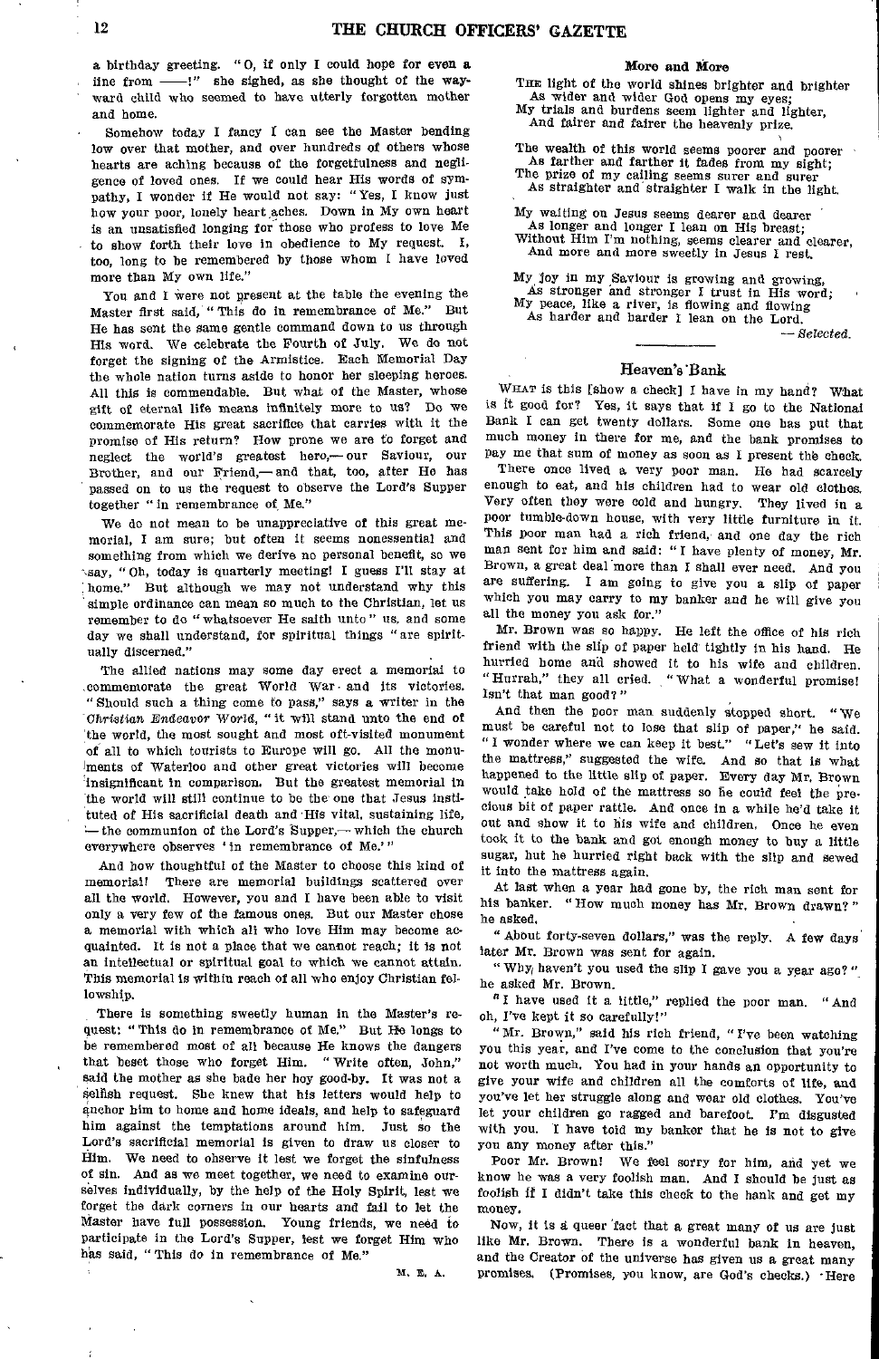a birthday greeting. "O, if only I could hope for even a line from ——!" she sighed, as she thought of the wayward child who seemed to have utterly forgotten mother and home.

Somehow today I fancy I can see the Master bending low over that mother, and over hundreds of others whose hearts are aching because of the forgetfulness and negligence of loved ones. If we could hear His words of sympathy, I wonder if He would not say: "Yes, I know just how your poor, lonely heart aches. Down in My own heart is an unsatisfied longing for those who profess to love Me to show forth their love in obedience to My request. I, too, long to be remembered by those whom I have loved more than My own life."

You and I were not present at the table the evening the Master first said, "This do in remembrance of Me." But He has sent the same gentle command down to us through His word. We celebrate the Fourth of July. We do not forget the signing of the Armistice. Each Memorial Day the whole nation turns aside to honor her sleeping heroes. All this is commendable. But what of the Master, whose gift of eternal life means infinitely more to us? Do we commemorate His great sacrifice that carries with it the promise of His return? How prone we are to forget and neglect the world's greatest hero,— our Saviour, our Brother, and our Friend,— and that, too, after He has passed on to us the request to observe the Lord's Supper together "in remembrance of Me."

We do not mean to be unappreciative of this great memorial, I am sure; but often it seems nonessential and something from which we derive no personal benefit, so we say, "Oh, today is quarterly meeting! I guess I'll stay at home." But although we may not understand why this simple ordinance can mean so much to the Christian, let us remember to do "whatsoever He saith unto" us, and some day we shall understand, for spiritual things "are spiritually discerned."

The allied nations may some day erect a memorial to commemorate the great World War and its victories. "Should such a thing come to pass," says a writer in the *Christian Endeavor World*, "it will stand unto the end of the world, the most sought and most oft-visited monument of all to which tourists to Europe will go. All the monuments of Waterloo and other great victories will become insignificant in comparison. But the greatest memorial in the world will still continue to be the one that Jesus instituted of His sacrificial death and His vital, sustaining life, — the communion of the Lord's Supper,— which the church everywhere observes 'in remembrance of Me.'"

And how thoughtful of the Master to choose this kind of memorial! There are memorial buildings scattered over all the world. However, you and I have been able to visit only a very few of the famous ones. But our Master chose a memorial with which all who love Him may become acquainted. It is not a place that we cannot reach; it is not an intellectual or spiritual goal to which we cannot attain. This memorial is within reach of all who enjoy Christian fellowship.

There is something sweetly human in the Master's request: "This do in remembrance of Me." But He longs to be remembered most of all because He knows the dangers that beset those who forget Him. "Write often, John," said the mother as she bade her boy good-by. It was not a selfish request. She knew that his letters would help to anchor him to home and home ideals, and help to safeguard him against the temptations around him. Just so the Lord's sacrificial memorial is given to draw us closer to Him. We need to observe it lest we forget the sinfulness of sin. And as we meet together, we need to examine ourselves individually, by the help of the Holy Spirit, lest we forget the dark corners in our hearts and fail to let the Master have full possession. Young friends, we need to participate in the Lord's Supper, lest we forget Him who has said, "This do in remembrance of Me."

M. E. A.

### More and More

The light of the world shines brighter and brighter  
As wider and wider God opens my eyes;  
My trials and burdens seem lighter and lighter,  
And fairer and fairer the heavenly prize.

The wealth of this world seems poorer and poorer  
As farther and farther it fades from my sight;  
The prize of my calling seems surer and surer  
As straighter and straighter I walk in the light.

My waiting on Jesus seems dearer and dearer  
As longer and longer I lean on His breast;  
Without Him I'm nothing, seems clearer and clearer,  
And more and more sweetly in Jesus I rest.

My joy in my Saviour is growing and growing,  
As stronger and stronger I trust in His word;  
My peace, like a river, is flowing and flowing  
As harder and harder I lean on the Lord.

—*Selected.*

### Heaven's Bank

What is this [show a check] I have in my hand? What is it good for? Yes, it says that if I go to the National Bank I can get twenty dollars. Some one has put that much money in there for me, and the bank promises to pay me that sum of money as soon as I present the check.

There once lived a very poor man. He had scarcely enough to eat, and his children had to wear old clothes. Very often they were cold and hungry. They lived in a poor tumble-down house, with very little furniture in it. This poor man had a rich friend, and one day the rich man sent for him and said: "I have plenty of money, Mr. Brown, a great deal more than I shall ever need. And you are suffering. I am going to give you a slip of paper which you may carry to my banker and he will give you all the money you ask for."

Mr. Brown was so happy. He left the office of his rich friend with the slip of paper held tightly in his hand. He hurried home and showed it to his wife and children. "Hurrah," they all cried. "What a wonderful promise! Isn't that man good?"

And then the poor man suddenly stopped short. "We must be careful not to lose that slip of paper," he said. "I wonder where we can keep it best." "Let's sew it into the mattress," suggested the wife. And so that is what happened to the little slip of paper. Every day Mr. Brown would take hold of the mattress so he could feel the precious bit of paper rattle. And once in a while he'd take it out and show it to his wife and children. Once he even took it to the bank and got enough money to buy a little sugar, but he hurried right back with the slip and sewed it into the mattress again.

At last when a year had gone by, the rich man sent for his banker. "How much money has Mr. Brown drawn?" he asked.

"About forty-seven dollars," was the reply. A few days later Mr. Brown was sent for again.

"Why, haven't you used the slip I gave you a year ago?" he asked Mr. Brown.

"I have used it a little," replied the poor man. "And oh, I've kept it so carefully!"

"Mr. Brown," said his rich friend, "I've been watching you this year, and I've come to the conclusion that you're not worth much. You had in your hands an opportunity to give your wife and children all the comforts of life, and you've let her struggle along and wear old clothes. You've let your children go ragged and barefoot. I'm disgusted with you. I have told my banker that he is not to give you any money after this."

Poor Mr. Brown! We feel sorry for him, and yet we know he was a very foolish man. And I should be just as foolish if I didn't take this check to the bank and get my money.

Now, it is a queer fact that a great many of us are just like Mr. Brown. There is a wonderful bank in heaven, and the Creator of the universe has given us a great many promises. (Promises, you know, are God's checks.) Here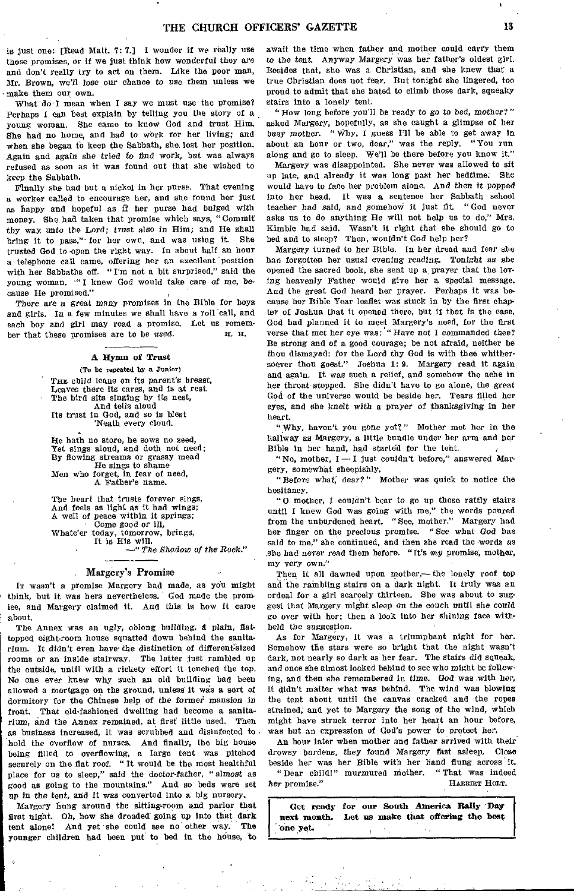is just one: [Read Matt. 7: 7.] I wonder if we really use those promises, or if we just think how wonderful they are and don't really try to act on them. Like the poor man, Mr. Brown, we'll *lose our chance* to use them unless we make them our own.

What do I mean when I say we must use the promise? Perhaps I can best explain by telling you the story of a young woman. She came to know God and trust Him. She had no home, and had to work for her living; and when she began to keep the Sabbath, she lost her position. Again and again she tried to find work, but was always refused as soon as it was found out that she wished to keep the Sabbath.

Finally she had but a nickel in her purse. That evening a worker called to encourage her, and she found her just as happy and hopeful as if her purse had bulged with money. She had taken that promise which says, "Commit thy way unto the Lord; trust also in Him; and He shall bring it to pass," for her own, and was using it. She trusted God to open the right way. In about half an hour a telephone call came, offering her an excellent position with her Sabbaths off. "I'm not a bit surprised," said the young woman. "I knew God would take care of me, because He promised."

There are a great many promises in the Bible for boys and girls. In a few minutes we shall have a roll call, and each boy and girl may read a promise. Let us remember that these promises are to be *used*. H. H.

### A Hymn of Trust

(To be repeated by a Junior)

THE child leans on its parent's breast,
Leaves there its cares, and is at rest.
The bird sits singing by its nest,
And tells aloud
Its trust in God, and so is blest
'Neath every cloud.

He hath no store, he sows no seed,
Yet sings aloud, and doth not need;
By flowing streams or grassy mead
He sings to shame
Men who forget, in fear of need,
A Father's name.

The heart that trusts forever sings,
And feels as light as it had wings;
A well of peace within it springs;
Come good or ill,
Whate'er today, tomorrow, brings,
It is His will.

—"*The Shadow of the Rock.*"

### Margery's Promise

IT wasn't a promise Margery had made, as you might think, but it was hers nevertheless. God made the promise, and Margery claimed it. And this is how it came about.

The Annex was an ugly, oblong building, a plain, flat-topped eight-room house squatted down behind the sanitarium. It didn't even have the distinction of different-sized rooms or an inside stairway. The latter just rambled up the outside, until with a rickety effort it touched the top. No one ever knew why such an old building had been allowed a mortgage on the ground, unless it was a sort of dormitory for the Chinese help of the former mansion in front. That old-fashioned dwelling had become a sanitarium, and the Annex remained, at first little used. Then as business increased, it was scrubbed and disinfected to hold the overflow of nurses. And finally, the big house being filled to overflowing, a large tent was pitched securely on the flat roof. "It would be the most healthful place for us to sleep," said the doctor-father, "almost as good as going to the mountains." And so beds were set up in the tent, and it was converted into a big nursery.

Margery hung around the sitting-room and parlor that first night. Oh, how she dreaded going up into that dark tent alone! And yet she could see no other way. The younger children had been put to bed in the house, to await the time when father and mother could carry them to the tent. Anyway Margery was her father's oldest girl. Besides that, she was a Christian, and she knew that a true Christian does not fear. But tonight she lingered, too proud to admit that she hated to climb those dark, squeaky stairs into a lonely tent.

"How long before you'll be ready to go to bed, mother?" asked Margery, hopefully, as she caught a glimpse of her busy mother. "Why, I guess I'll be able to get away in about an hour or two, dear," was the reply. "You run along and go to sleep. We'll be there before you know it."

Margery was disappointed. She never was allowed to sit up late, and already it was long past her bedtime. She would have to face her problem alone. And then it popped into her head. It was a sentence her Sabbath school teacher had said, and somehow it just fit. "God never asks us to do anything He will not help us to do," Mrs. Kimble had said. Wasn't it right that she should go to bed and to sleep? Then, wouldn't God help her?

Margery turned to her Bible. In her dread and fear she had forgotten her usual evening reading. Tonight as she opened the sacred book, she sent up a prayer that the loving heavenly Father would give her a special message. And the great God heard her prayer. Perhaps it was because her Bible Year leaflet was stuck in by the first chapter of Joshua that it opened there, but if that is the case, God had planned it to meet Margery's need, for the first verse that met her eye was: "Have not I commanded thee? Be strong and of a good courage; be not afraid, neither be thou dismayed: for the Lord thy God is with thee whithersoever thou goest." Joshua 1: 9. Margery read it again and again. It was such a relief, and somehow the ache in her throat stopped. She didn't have to go alone, the great God of the universe would be beside her. Tears filled her eyes, and she knelt with a prayer of thanksgiving in her heart.

"Why, haven't you gone yet?" Mother met her in the hallway as Margery, a little bundle under her arm and her Bible in her hand, had started for the tent.

"No, mother, I — I just couldn't before," answered Margery, somewhat sheepishly.

"Before what, dear?" Mother was quick to notice the hesitancy.

"O mother, I couldn't bear to go up those rattly stairs until I knew God was going with me," the words poured from the unburdened heart. "See, mother." Margery had her finger on the precious promise. "See what God has said to me," she continued, and then she read the words as she had never read them before. "It's *my* promise, mother, my very own."

Then it all dawned upon mother,— the lonely roof top and the rambling stairs on a dark night. It truly was an ordeal for a girl scarcely thirteen. She was about to suggest that Margery might sleep on the couch until she could go over with her; then a look into her shining face withheld the suggestion.

As for Margery, it was a triumphant night for her. Somehow the stars were so bright that the night wasn't dark, not nearly so dark as her fear. The stairs did squeak, and once she almost looked behind to see who might be following, and then she remembered in time. God was with her, it didn't matter what was behind. The wind was blowing the tent about until the canvas cracked and the ropes strained, and yet to Margery the song of the wind, which might have struck terror into her heart an hour before, was but an expression of God's power to protect her.

An hour later when mother and father arrived with their drowsy burdens, they found Margery fast asleep. Close beside her was her Bible with her hand flung across it.

"Dear child!" murmured mother. "That was indeed *her* promise." HARRIET HOLT.

**Get ready for our South America Rally Day next month. Let us make that offering the best one yet.**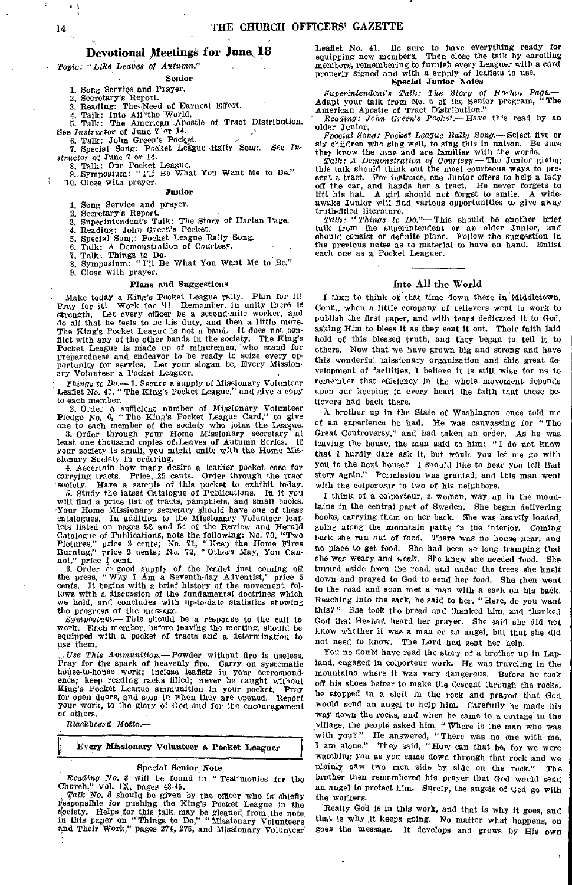## Devotional Meetings for June 18

*Topic: "Like Leaves of Autumn."*

### Senior

1. Song Service and Prayer.
2. Secretary's Report.
3. Reading: The Need of Earnest Effort.
4. Talk: Into All the World.
5. Talk: The American Apostle of Tract Distribution. See *Instructor* of June 7 or 14.
6. Talk: John Green's Pocket.
7. Special Song: Pocket League Rally Song. See *Instructor* of June 7 or 14.
8. Talk: Our Pocket League.
9. Symposium: "I'll Be What You Want Me to Be."
10. Close with prayer.

### Junior

1. Song Service and prayer.
2. Secretary's Report.
3. Superintendent's Talk: The Story of Harlan Page.
4. Reading: John Green's Pocket.
5. Special Song: Pocket League Rally Song.
6. Talk: A Demonstration of Courtesy.
7. Talk: Things to Do.
8. Symposium: "I'll Be What You Want Me to Be."
9. Close with prayer.

### Plans and Suggestions

Make today a King's Pocket League rally. Plan for it! Pray for it! Work for it! Remember, in unity there is strength. Let every officer be a second-mile worker, and do all that he feels to be his duty, and then a little more. The King's Pocket League is not a band. It does not conflict with any of the other bands in the society. The King's Pocket League is made up of minutemen, who stand for preparedness and endeavor to be ready to seize every opportunity for service. Let your slogan be, Every Missionary Volunteer a Pocket Leaguer.

*Things to Do.*— 1. Secure a supply of Missionary Volunteer Leaflet No. 41, "The King's Pocket League," and give a copy to each member.

2. Order a sufficient number of Missionary Volunteer Pledge No. 6, "The King's Pocket League Card," to give one to each member of the society who joins the League.

3. Order through your Home Missionary secretary at least one thousand copies of Leaves of Autumn Series. If your society is small, you might unite with the Home Missionary Society in ordering.

4. Ascertain how many desire a leather pocket case for carrying tracts. Price, 25 cents. Order through the tract society. Have a sample of this pocket to exhibit today.

5. Study the latest Catalogue of Publications. In it you will find a price list of tracts, pamphlets, and small books. Your Home Missionary secretary should have one of these catalogues. In addition to the Missionary Volunteer leaflets listed on pages 53 and 54 of the Review and Herald Catalogue of Publications, note the following: No. 70, "Two Pictures," price 2 cents; No. 71, "Keep the Home Fires Burning," price 2 cents; No. 72, "Others May, You Cannot," price 1 cent.

6. Order a good supply of the leaflet just coming off the press, "Why I Am a Seventh-day Adventist," price 5 cents. It begins with a brief history of the movement, follows with a discussion of the fundamental doctrines which we hold, and concludes with up-to-date statistics showing the progress of the message.

*Symposium.*— This should be a response to the call to work. Each member, before leaving the meeting, should be equipped with a pocket of tracts and a determination to use them.

*Use This Ammunition.*— Powder without fire is useless. Pray for the spark of heavenly fire. Carry on systematic house-to-house work; inclose leaflets in your correspondence; keep reading racks filled; never be caught without King's Pocket League ammunition in your pocket. Pray for open doors, and step in when they are opened. Report your work, to the glory of God and for the encouragement of others.

*Blackboard Motto.*—

**Every Missionary Volunteer a Pocket Leaguer**

### Special Senior Note

*Reading No. 3* will be found in "Testimonies for the Church," Vol. IX, pages 43-45.

*Talk No. 8* should be given by the officer who is chiefly responsible for pushing the King's Pocket League in the society. Helps for this talk may be gleaned from the note in this paper on "Things to Do," "Missionary Volunteers and Their Work," pages 274, 275, and Missionary Volunteer Leaflet No. 41. Be sure to have everything ready for equipping new members. Then close the talk by enrolling members, remembering to furnish every Leaguer with a card properly signed and with a supply of leaflets to use.

### Special Junior Notes

*Superintendent's Talk: The Story of Harlan Page.*— Adapt your talk from No. 5 of the Senior program, "The American Apostle of Tract Distribution."

*Reading: John Green's Pocket.*— Have this read by an older Junior.

*Special Song: Pocket League Rally Song.*— Select five or six children who sing well, to sing this in unison. Be sure they know the tune and are familiar with the words.

*Talk: A Demonstration of Courtesy.*— The Junior giving this talk should think out the most courteous ways to present a tract. For instance, one Junior offers to help a lady off the car, and hands her a tract. He never forgets to lift his hat. A girl should not forget to smile. A wide-awake Junior will find various opportunities to give away truth-filled literature.

*Talk: "Things to Do."*— This should be another brief talk from the superintendent or an older Junior, and should consist of definite plans. Follow the suggestion in the previous notes as to material to have on hand. Enlist each one as a Pocket Leaguer.

## Into All the World

I like to think of that time down there in Middletown, Conn., when a little company of believers went to work to publish the first paper, and with tears dedicated it to God, asking Him to bless it as they sent it out. Their faith laid hold of this blessed truth, and they began to tell it to others. Now that we have grown big and strong and have this wonderful missionary organization and this great development of facilities, I believe it is still wise for us to remember that efficiency in the whole movement depends upon our keeping in every heart the faith that these believers had back there.

A brother up in the State of Washington once told me of an experience he had. He was canvassing for "The Great Controversy," and had taken an order. As he was leaving the house, the man said to him: "I do not know that I hardly dare ask it, but would you let me go with you to the next house? I should like to hear you tell that story again." Permission was granted, and this man went with the colporteur to two of his neighbors.

I think of a colporteur, a woman, way up in the mountains in the central part of Sweden. She began delivering books, carrying them on her back. She was heavily loaded, going along the mountain paths in the interior. Coming back she ran out of food. There was no house near, and no place to get food. She had been so long tramping that she was weary and weak. She knew she needed food. She turned aside from the road, and under the trees she knelt down and prayed to God to send her food. She then went to the road and soon met a man with a sack on his back. Reaching into the sack, he said to her, "Here, do you want this?" She took the bread and thanked him, and thanked God that He had heard her prayer. She said she did not know whether it was a man or an angel, but that she did not need to know. The Lord had sent her help.

You no doubt have read the story of a brother up in Lapland, engaged in colporteur work. He was traveling in the mountains where it was very dangerous. Before he took off his shoes better to make the descent through the rocks, he stopped in a cleft in the rock and prayed that God would send an angel to help him. Carefully he made his way down the rocks, and when he came to a cottage in the village, the people asked him, "Where is the man who was with you?" He answered, "There was no one with me. I am alone." They said, "How can that be, for we were watching you as you came down through that rock and we plainly saw two men side by side on the rock." The brother then remembered his prayer that God would send an angel to protect him. Surely, the angels of God go with the workers.

Really God is in this work, and that is why it goes, and that is why it keeps going. No matter what happens, on goes the message. It develops and grows by His own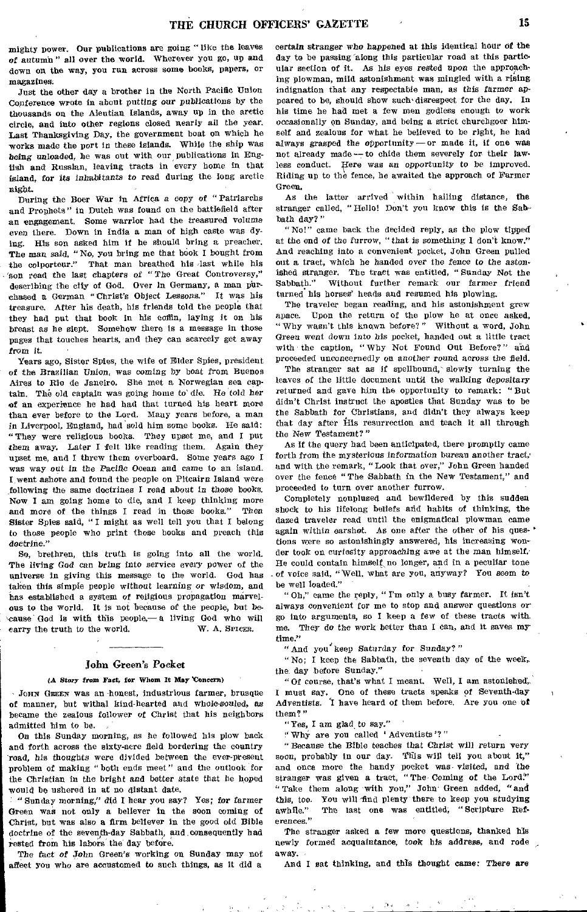mighty power. Our publications are going "like the leaves of autumn" all over the world. Wherever you go, up and down on the way, you run across some books, papers, or magazines.

Just the other day a brother in the North Pacific Union Conference wrote in about putting our publications by the thousands on the Aleutian Islands, away up in the arctic circle, and into other regions closed nearly all the year. Last Thanksgiving Day, the government boat on which he works made the port in these islands. While the ship was being unloaded, he was out with our publications in English and Russian, leaving tracts in every home in that island, for its inhabitants to read during the long arctic night.

During the Boer War in Africa a copy of "Patriarchs and Prophets" in Dutch was found on the battlefield after an engagement. Some warrior had the treasured volume even there. Down in India a man of high caste was dying. His son asked him if he should bring a preacher. The man said, "No, you bring me that book I bought from the colporteur." That man breathed his last while his son read the last chapters of "The Great Controversy," describing the city of God. Over in Germany, a man purchased a German "Christ's Object Lessons." It was his treasure. After his death, his friends told the people that they had put that book in his coffin, laying it on his breast as he slept. Somehow there is a message in those pages that touches hearts, and they can scarcely get away from it.

Years ago, Sister Spies, the wife of Elder Spies, president of the Brazilian Union, was coming by boat from Buenos Aires to Rio de Janeiro. She met a Norwegian sea captain. The old captain was going home to die. He told her of an experience he had had that turned his heart more than ever before to the Lord. Many years before, a man in Liverpool, England, had sold him some books. He said: "They were religious books. They upset me, and I put them away. Later I felt like reading them. Again they upset me, and I threw them overboard. Some years ago I was way out in the Pacific Ocean and came to an island. I went ashore and found the people on Pitcairn Island were following the same doctrines I read about in those books. Now I am going home to die, and I keep thinking more and more of the things I read in those books." Then Sister Spies said, "I might as well tell you that I belong to those people who print those books and preach this doctrine."

So, brethren, this truth is going into all the world. The living God can bring into service every power of the universe in giving this message to the world. God has taken this simple people without learning or wisdom, and has established a system of religious propagation marvelous to the world. It is not because of the people, but because God is with this people,— a living God who will carry the truth to the world.

W. A. Spicer.

## John Green's Pocket

**(A Story from Fact, for Whom It May Concern)**

John Green was an honest, industrious farmer, brusque of manner, but withal kind-hearted and whole-souled, as became the zealous follower of Christ that his neighbors admitted him to be.

On this Sunday morning, as he followed his plow back and forth across the sixty-acre field bordering the country road, his thoughts were divided between the ever-present problem of making "both ends meet" and the outlook for the Christian in the bright and better state that he hoped would be ushered in at no distant date.

"Sunday morning," did I hear you say? Yes; for farmer Green was not only a believer in the soon coming of Christ, but was also a firm believer in the good old Bible doctrine of the seventh-day Sabbath, and consequently had rested from his labors the day before.

The fact of John Green's working on Sunday may not affect you who are accustomed to such things, as it did a certain stranger who happened at this identical hour of the day to be passing along this particular road at this particular section of it. As his eyes rested upon the approaching plowman, mild astonishment was mingled with a rising indignation that any respectable man, as this farmer appeared to be, should show such disrespect for the day. In his time he had met a few men godless enough to work occasionally on Sunday, and being a strict churchgoer himself and zealous for what he believed to be right, he had always grasped the opportunity — or made it, if one was not already made — to chide them severely for their lawless conduct. Here was an opportunity to be improved. Riding up to the fence, he awaited the approach of Farmer Green.

As the latter arrived within hailing distance, the stranger called, "Hello! Don't you know this is the Sabbath day?"

"No!" came back the decided reply, as the plow tipped at the end of the furrow, "that is something I don't know." And reaching into a convenient pocket, John Green pulled out a tract, which he handed over the fence to the astonished stranger. The tract was entitled, "Sunday Not the Sabbath." Without further remark our farmer friend turned his horses' heads and resumed his plowing.

The traveler began reading, and his astonishment grew apace. Upon the return of the plow he at once asked, "Why wasn't this known before?" Without a word, John Green went down into his pocket, handed out a little tract with the caption, "Why Not Found Out Before?" and proceeded unconcernedly on another round across the field.

The stranger sat as if spellbound, slowly turning the leaves of the little document until the walking depositary returned and gave him the opportunity to remark: "But didn't Christ instruct the apostles that Sunday was to be the Sabbath for Christians, and didn't they always keep that day after His resurrection and teach it all through the New Testament?"

As if the query had been anticipated, there promptly came forth from the mysterious information bureau another tract, and with the remark, "Look that over," John Green handed over the fence "The Sabbath in the New Testament," and proceeded to turn over another furrow.

Completely nonplused and bewildered by this sudden shock to his lifelong beliefs and habits of thinking, the dazed traveler read until the enigmatical plowman came again within earshot. As one after the other of his questions were so astonishingly answered, his increasing wonder took on curiosity approaching awe at the man himself. He could contain himself no longer, and in a peculiar tone of voice said, "Well, what are you, anyway? You seem to be well loaded."

"Oh," came the reply, "I'm only a busy farmer. It isn't always convenient for me to stop and answer questions or go into arguments, so I keep a few of these tracts with me. They do the work better than I can, and it saves my time."

"And you keep Saturday for Sunday?"

"No; I keep the Sabbath, the seventh day of the week, the day before Sunday."

"Of course, that's what I meant. Well, I am astonished, I must say. One of these tracts speaks of Seventh-day Adventists. I have heard of them before. Are you one of them?"

"Yes, I am glad to say."

"Why are you called 'Adventists'?"

"Because the Bible teaches that Christ will return very soon, probably in our day. This will tell you about it," and once more the handy pocket was visited, and the stranger was given a tract, "The Coming of the Lord." "Take them along with you," John Green added, "and this, too. You will find plenty there to keep you studying awhile." The last one was entitled, "Scripture References."

The stranger asked a few more questions, thanked his newly formed acquaintance, took his address, and rode away.

And I sat thinking, and this thought came: There are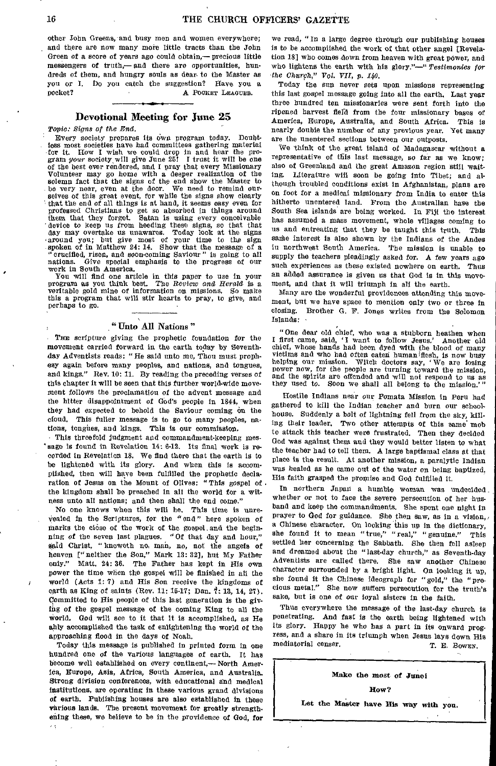other John Greens, and busy men and women everywhere; and there are now many more little tracts than the John Green of a score of years ago could obtain,— precious little messengers of truth,— and there are opportunities, hundreds of them, and hungry souls as dear to the Master as you or I. Do you catch the suggestion? Have you a pocket?

A Pocket Leaguer.

## Devotional Meeting for June 25

*Topic: Signs of the End.*

Every society prepares its own program today. Doubtless most societies have had committees gathering material for it. How I wish we could drop in and hear the program *your* society will give June 25! I trust it will be one of the best ever rendered, and I pray that every Missionary Volunteer may go home with a deeper realization of the solemn fact that the signs of the end show the Master to be very near, even at the door. We need to remind ourselves of this great event, for while the signs show clearly that the end of all things is at hand, it seems easy even for professed Christians to get so absorbed in things around them that they forget. Satan is using every conceivable device to keep us from heeding these signs, so that that day may overtake us unawares. Today look at the signs around you; but give most of your time to the sign spoken of in Matthew 24: 14. Show that the message of a "crucified, risen, and soon-coming Saviour" is going to all nations. Give special emphasis to the progress of our work in South America.

You will find one article in this paper to use in your program as you think best. The *Review and Herald* is a veritable gold mine of information on missions. So make this a program that will stir hearts to pray, to give, and perhaps to go.

## "Unto All Nations"

The scripture giving the prophetic foundation for the movement carried forward in the earth today by Seventh-day Adventists reads: "He said unto me, Thou must prophesy again before many peoples, and nations, and tongues, and kings." Rev. 10: 11. By reading the preceding verses of this chapter it will be seen that this further world-wide movement follows the proclamation of the advent message and the bitter disappointment of God's people in 1844, when they had expected to behold the Saviour coming on the cloud. This fuller message is to go to many peoples, nations, tongues, and kings. This is our commission.

This threefold judgment and commandment-keeping message is found in Revelation 14: 6-12. Its final work is recorded in Revelation 18. We find there that the earth is to be lightened with its glory. And when this is accomplished, then will have been fulfilled the prophetic declaration of Jesus on the Mount of Olives: "This gospel of the kingdom shall be preached in all the world for a witness unto all nations; and then shall the end come."

No one knows when this will be. This time is unrevealed in the Scriptures, for the "end" here spoken of marks the close of the work of the gospel and the beginning of the seven last plagues. "Of that day and hour," said Christ, "knoweth no man, no, not the angels of heaven ["neither the Son," Mark 13: 32], but My Father only." Matt. 24: 36. The Father has kept in His own power the time when the gospel will be finished in all the world (Acts 1: 7) and His Son receive the kingdoms of earth as King of saints (Rev. 11: 15-17; Dan. 7: 13, 14, 27). Committed to His people of this last generation is the giving of the gospel message of the coming King to all the world. God will see to it that it is accomplished, as He ably accomplished the task of enlightening the world of the approaching flood in the days of Noah.

Today this message is published in printed form in one hundred one of the various languages of earth. It has become well established on every continent,— North America, Europe, Asia, Africa, South America, and Australia. Strong division conferences, with educational and medical institutions, are operating in these various grand divisions of earth. Publishing houses are also established in these various lands. The present movement for greatly strengthening these, we believe to be in the providence of God, for we read, "In a large degree through our publishing houses is to be accomplished the work of that other angel [Revelation 18] who comes down from heaven with great power, and who lightens the earth with his glory."—"*Testimonies for the Church," Vol. VII, p. 140.*

Today the sun never sets upon missions representing this last gospel message going into all the earth. Last year three hundred ten missionaries were sent forth into the ripened harvest field from the four missionary bases of America, Europe, Australia, and South Africa. This is nearly double the number of any previous year. Yet many are the unentered sections between our outposts.

We think of the great island of Madagascar without a representative of this last message, so far as we know; also of Greenland and the great Amazon region still waiting. Literature will soon be going into Tibet; and although troubled conditions exist in Afghanistan, plans are on foot for a medical missionary from India to enter this hitherto unentered land. From the Australian base the South Sea islands are being worked. In Fiji the interest has assumed a mass movement, whole villages coming to us and entreating that they be taught this truth. This same interest is also shown by the Indians of the Andes in northwest South America. The mission is unable to supply the teachers pleadingly asked for. A few years ago such experiences as these existed nowhere on earth. Thus an added assurance is given us that God is in this movement, and that it will triumph in all the earth.

Many are the wonderful providences attending this movement, but we have space to mention only two or three in closing. Brother G. F. Jones writes from the Solomon Islands:

"One dear old chief, who was a stubborn heathen when I first came, said, 'I want to follow Jesus.' Another old chief, whose hands had been dyed with the blood of many victims and who had often eaten human flesh, is now busy helping our mission. Witch doctors say, 'We are losing power now, for the people are turning toward the mission, and the spirits are offended and will not respond to us as they used to. Soon we shall all belong to the mission.'"

Hostile Indians near our Pomata Mission in Peru had gathered to kill the Indian teacher and burn our schoolhouse. Suddenly a bolt of lightning fell from the sky, killing their leader. Two other attempts of this same mob to attack this teacher were frustrated. Then they decided God was against them and they would better listen to what the teacher had to tell them. A large baptismal class at that place is the result. At another mission, a paralytic Indian was healed as he came out of the water on being baptized. His faith grasped the promise and God fulfilled it.

In northern Japan a humble woman was undecided whether or not to face the severe persecution of her husband and keep the commandments. She spent one night in prayer to God for guidance. She then saw, as in a vision, a Chinese character. On looking this up in the dictionary, she found it to mean "true," "real," "genuine." This settled her concerning the Sabbath. She then fell asleep and dreamed about the "last-day church," as Seventh-day Adventists are called there. She saw another Chinese character surrounded by a bright light. On looking it up, she found it the Chinese ideograph for "gold," the "precious metal." She now suffers persecution for the truth's sake, but is one of our loyal sisters in the faith.

Thus everywhere the message of the last-day church is penetrating. And fast is the earth being lightened with its glory. Happy he who has a part in its onward progress, and a share in its triumph when Jesus lays down His mediatorial censer.

T. E. Bowen.

**Make the most of June!**

**How?**

**Let the Master have His way with you.**